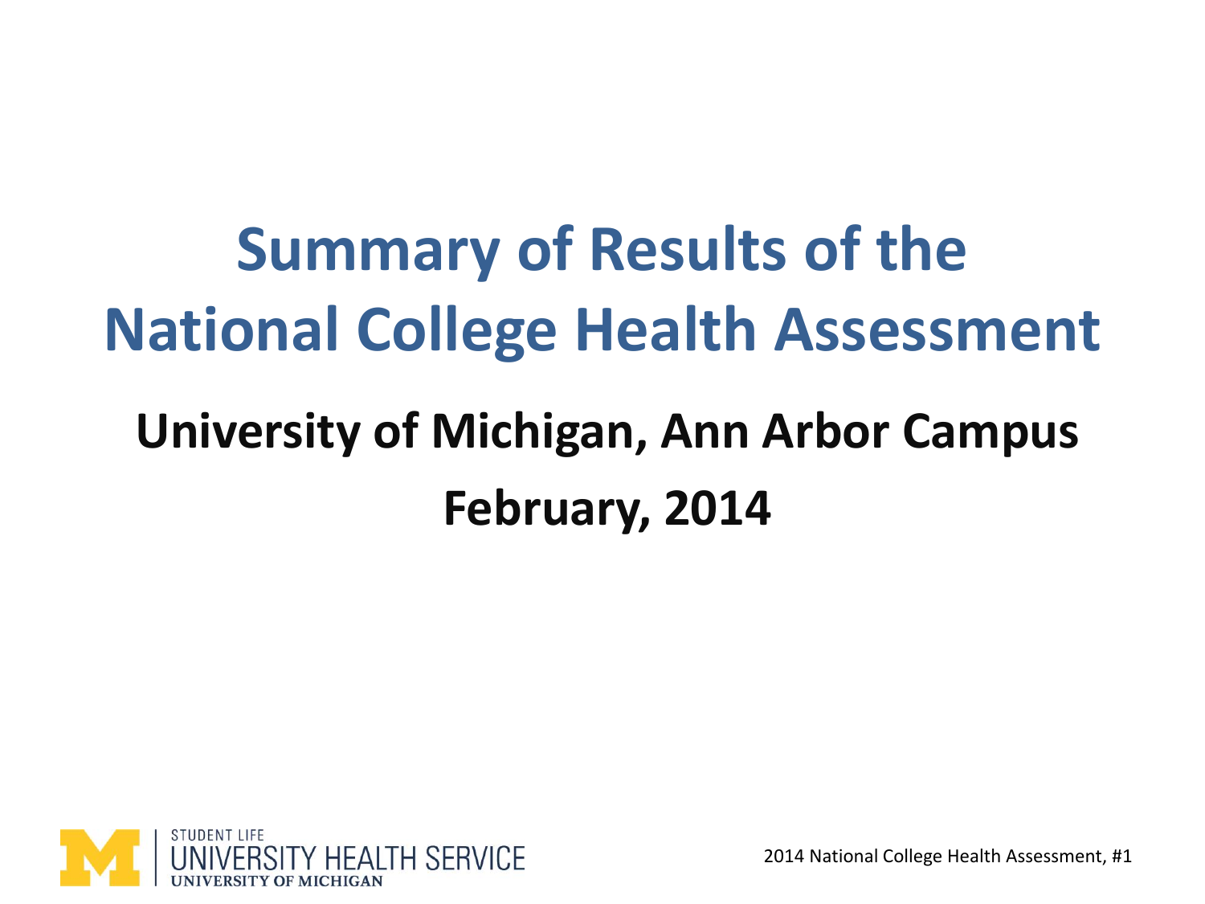# Summary of Results of the National College Health Assessment

## University of Michigan, Ann Arbor Campus

## February, 2014

STUDENT LIFE
UNIVERSITY HEALTH SERVICE
UNIVERSITY OF MICHIGAN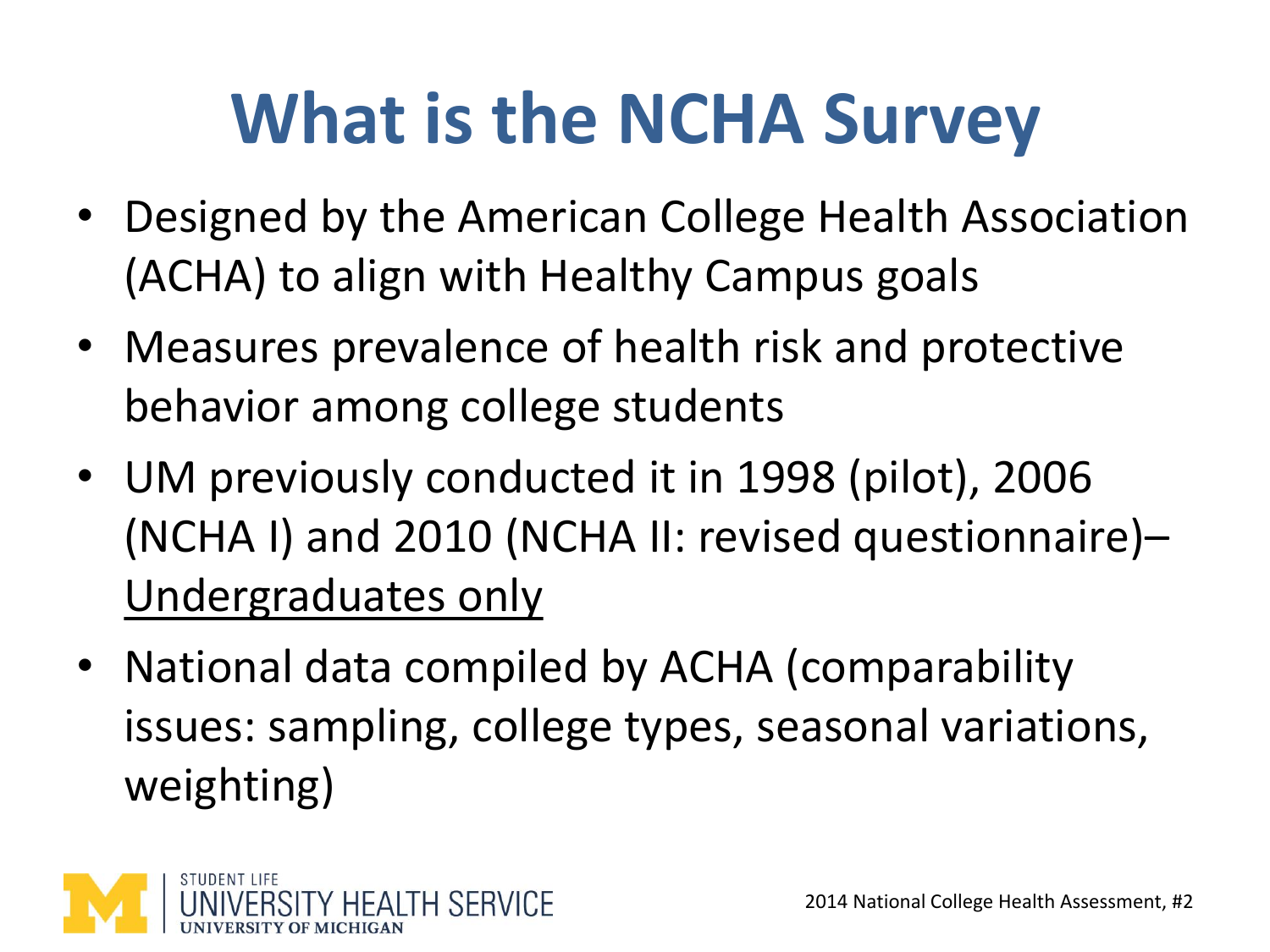# What is the NCHA Survey

- Designed by the American College Health Association (ACHA) to align with Healthy Campus goals
- Measures prevalence of health risk and protective behavior among college students
- UM previously conducted it in 1998 (pilot), 2006 (NCHA I) and 2010 (NCHA II: revised questionnaire)– <u>Undergraduates only</u>
- National data compiled by ACHA (comparability issues: sampling, college types, seasonal variations, weighting)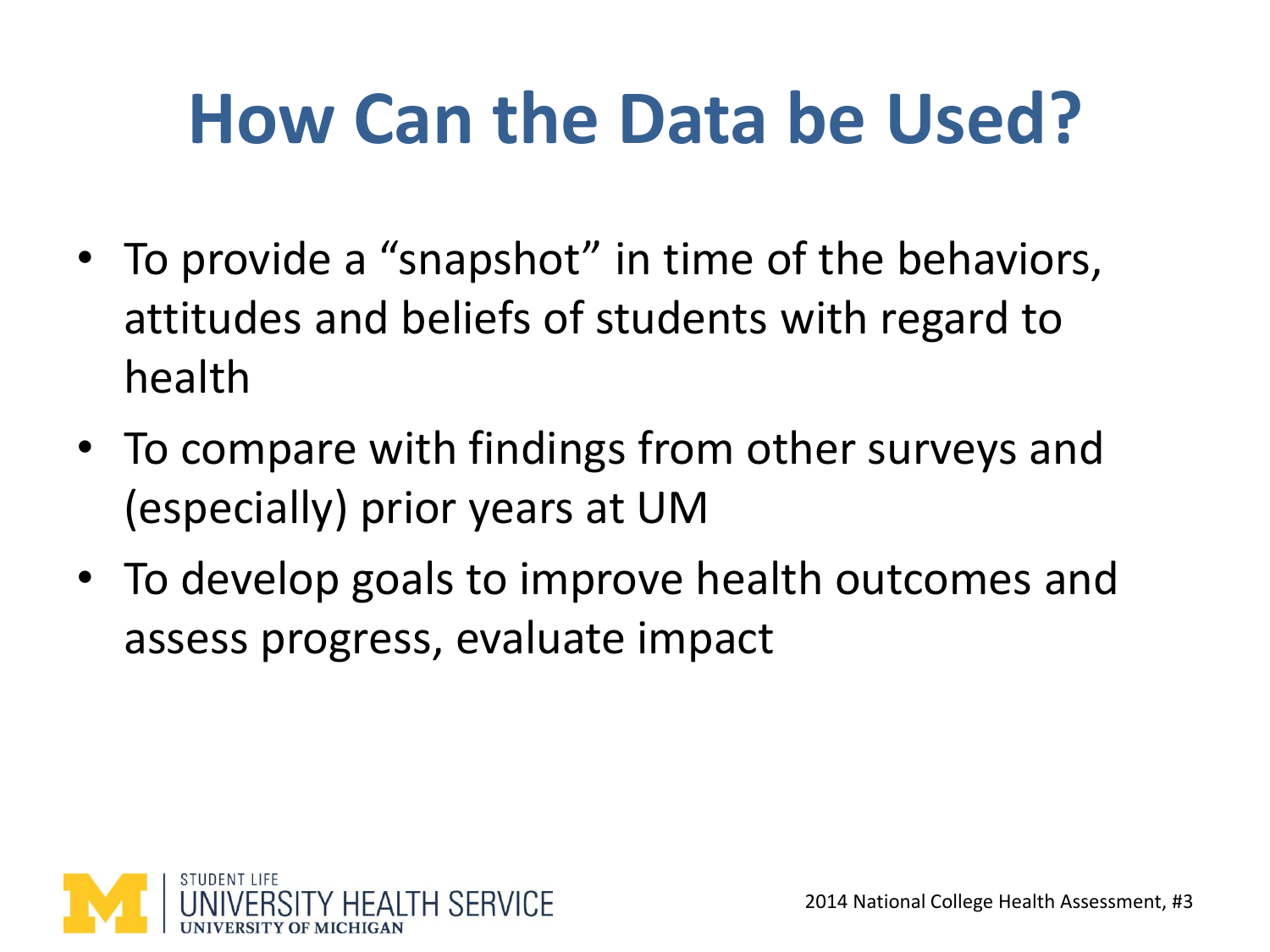# How Can the Data be Used?

- To provide a "snapshot" in time of the behaviors, attitudes and beliefs of students with regard to health
- To compare with findings from other surveys and (especially) prior years at UM
- To develop goals to improve health outcomes and assess progress, evaluate impact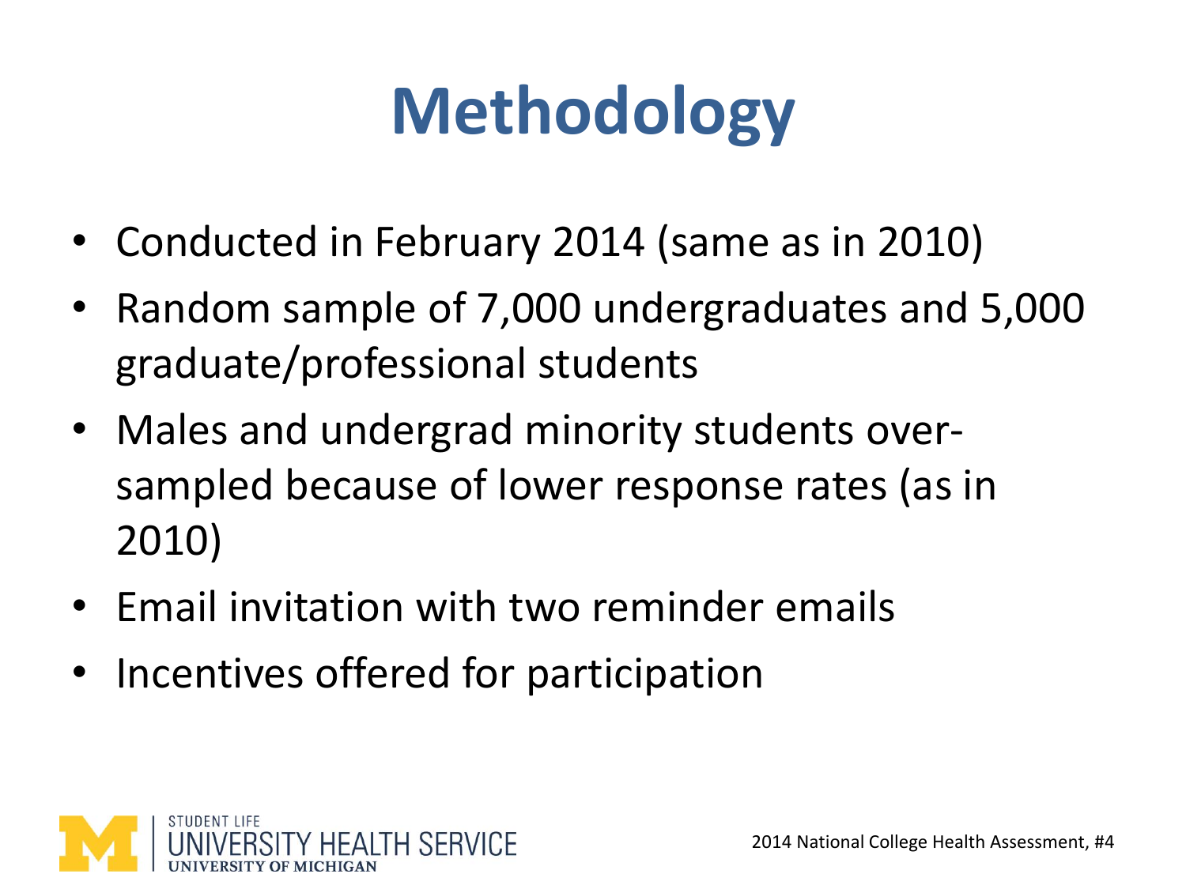# Methodology

- Conducted in February 2014 (same as in 2010)
- Random sample of 7,000 undergraduates and 5,000 graduate/professional students
- Males and undergrad minority students over-sampled because of lower response rates (as in 2010)
- Email invitation with two reminder emails
- Incentives offered for participation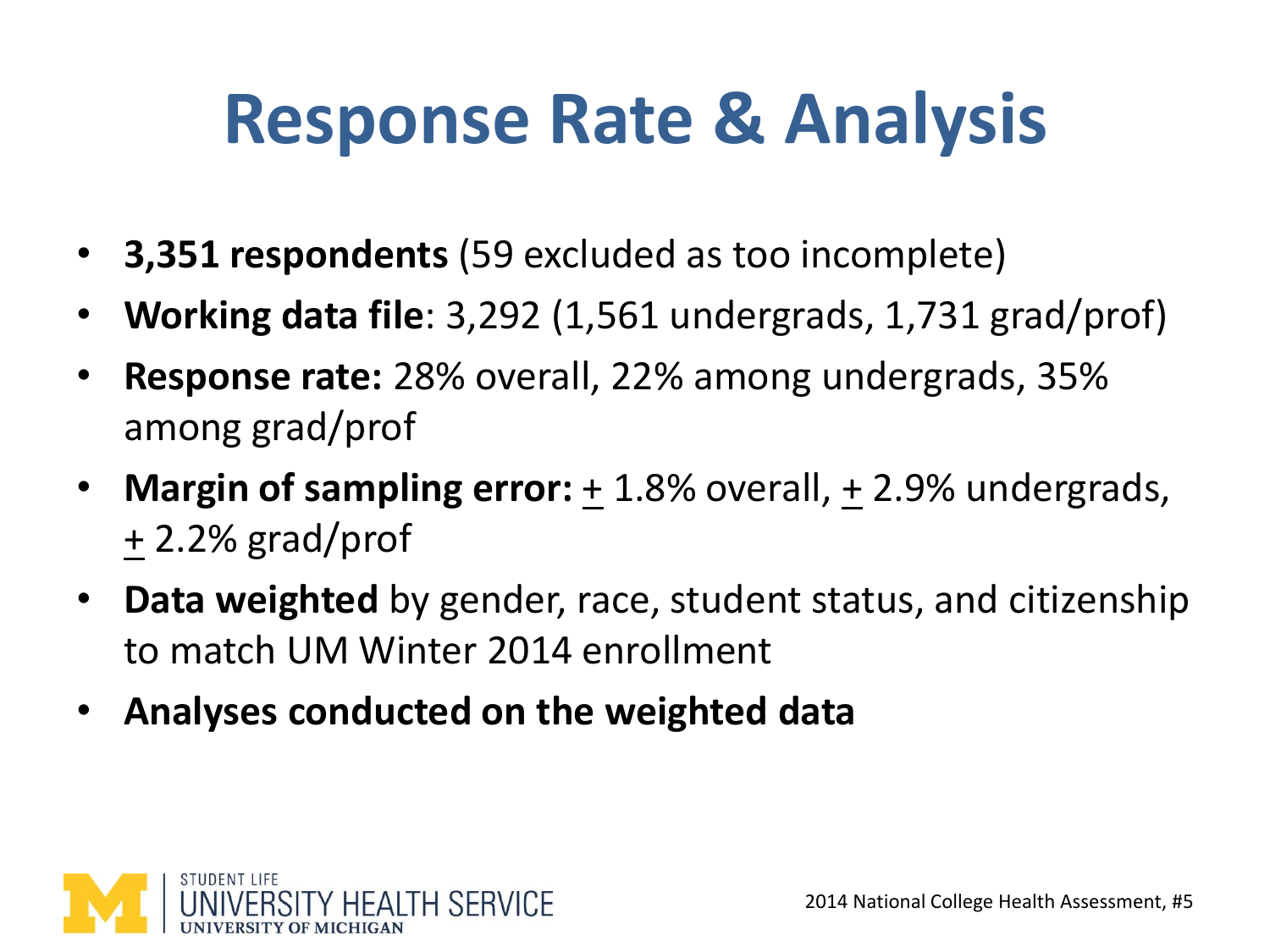# Response Rate & Analysis

- **3,351 respondents** (59 excluded as too incomplete)
- **Working data file**: 3,292 (1,561 undergrads, 1,731 grad/prof)
- **Response rate:** 28% overall, 22% among undergrads, 35% among grad/prof
- **Margin of sampling error:** ± 1.8% overall, ± 2.9% undergrads, ± 2.2% grad/prof
- **Data weighted** by gender, race, student status, and citizenship to match UM Winter 2014 enrollment
- **Analyses conducted on the weighted data**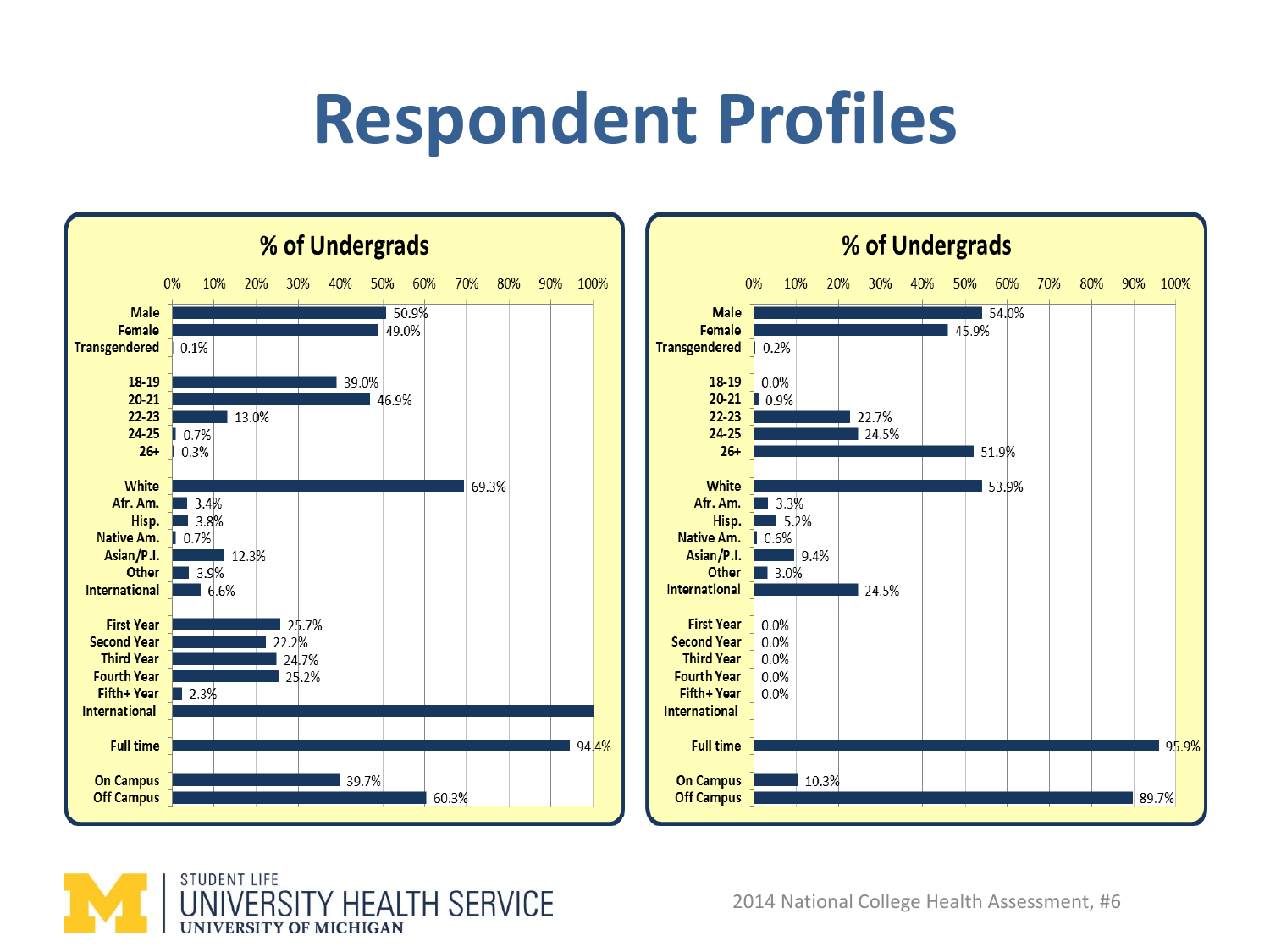# Respondent Profiles

| % of Undergrads | Chart 1 | Chart 2 |
|---|---|---|
| Male | 50.9% | 54.0% |
| Female | 49.0% | 45.9% |
| Transgendered | 0.1% | 0.2% |
| 18-19 | 39.0% | 0.0% |
| 20-21 | 46.9% | 0.9% |
| 22-23 | 13.0% | 22.7% |
| 24-25 | 0.7% | 24.5% |
| 26+ | 0.3% | 51.9% |
| White | 69.3% | 53.9% |
| Afr. Am. | 3.4% | 3.3% |
| Hisp. | 3.8% | 5.2% |
| Native Am. | 0.7% | 0.6% |
| Asian/P.I. | 12.3% | 9.4% |
| Other | 3.9% | 3.0% |
| International | 6.6% | 24.5% |
| First Year | 25.7% | 0.0% |
| Second Year | 22.2% | 0.0% |
| Third Year | 24.7% | 0.0% |
| Fourth Year | 25.2% | 0.0% |
| Fifth+ Year | 2.3% | 0.0% |
| International | | |
| Full time | 94.4% | 95.9% |
| On Campus | 39.7% | 10.3% |
| Off Campus | 60.3% | 89.7% |

STUDENT LIFE
UNIVERSITY HEALTH SERVICE
UNIVERSITY OF MICHIGAN

2014 National College Health Assessment, #6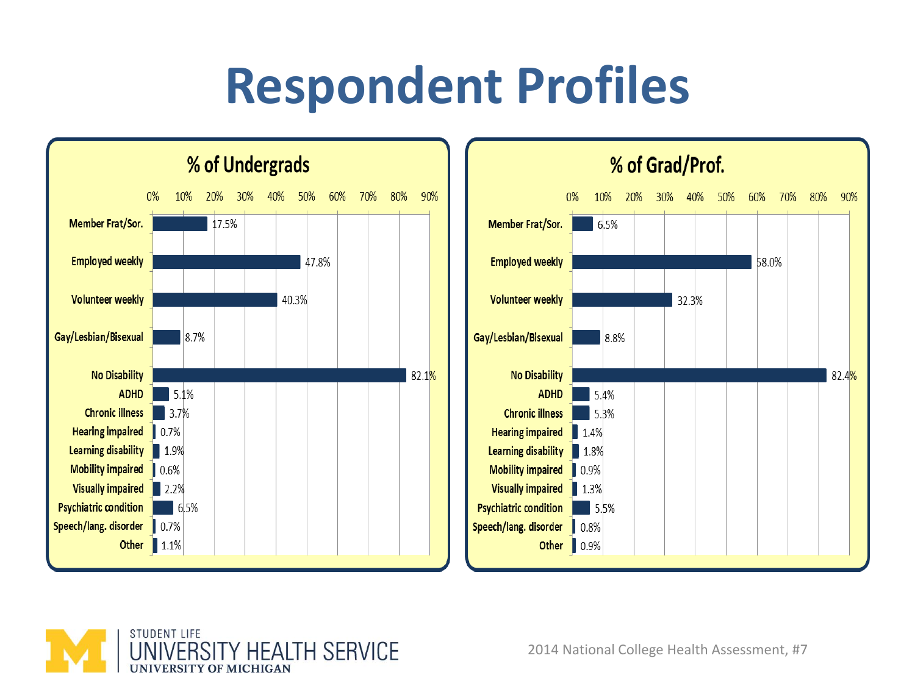# Respondent Profiles

| | % of Undergrads | % of Grad/Prof. |
|---|---|---|
| Member Frat/Sor. | 17.5% | 6.5% |
| Employed weekly | 47.8% | 58.0% |
| Volunteer weekly | 40.3% | 32.3% |
| Gay/Lesbian/Bisexual | 8.7% | 8.8% |
| No Disability | 82.1% | 82.4% |
| ADHD | 5.1% | 5.4% |
| Chronic illness | 3.7% | 5.3% |
| Hearing impaired | 0.7% | 1.4% |
| Learning disability | 1.9% | 1.8% |
| Mobility impaired | 0.6% | 0.9% |
| Visually impaired | 2.2% | 1.3% |
| Psychiatric condition | 6.5% | 5.5% |
| Speech/lang. disorder | 0.7% | 0.8% |
| Other | 1.1% | 0.9% |

STUDENT LIFE
UNIVERSITY HEALTH SERVICE
UNIVERSITY OF MICHIGAN

2014 National College Health Assessment, #7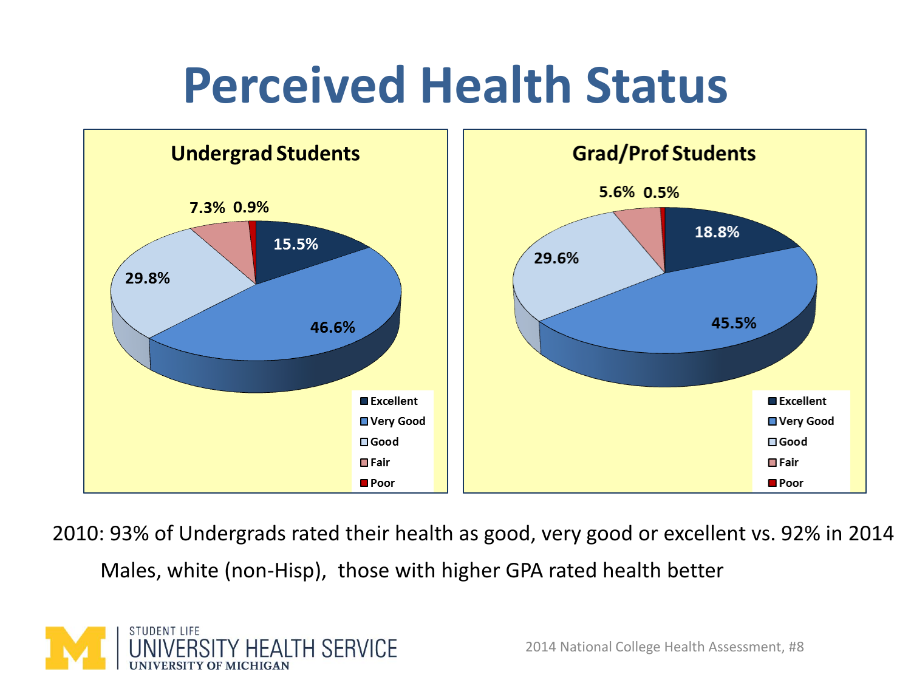# Perceived Health Status

## Undergrad Students

| Perceived Health | Percent |
|---|---|
| Excellent | 15.5% |
| Very Good | 46.6% |
| Good | 29.8% |
| Fair | 7.3% |
| Poor | 0.9% |

## Grad/Prof Students

| Perceived Health | Percent |
|---|---|
| Excellent | 18.8% |
| Very Good | 45.5% |
| Good | 29.6% |
| Fair | 5.6% |
| Poor | 0.5% |

2010: 93% of Undergrads rated their health as good, very good or excellent vs. 92% in 2014

Males, white (non-Hisp), those with higher GPA rated health better

STUDENT LIFE UNIVERSITY HEALTH SERVICE UNIVERSITY OF MICHIGAN

2014 National College Health Assessment, #8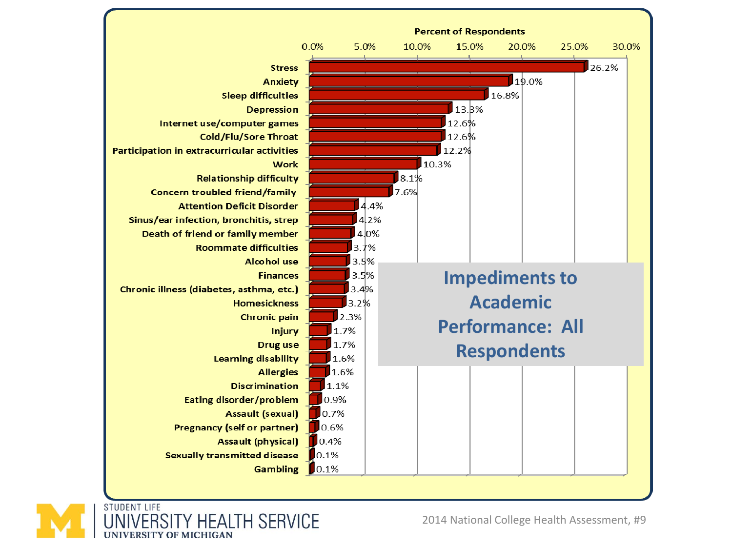# Impediments to Academic Performance: All Respondents

| Impediment | Percent of Respondents |
| --- | --- |
| Stress | 26.2% |
| Anxiety | 19.0% |
| Sleep difficulties | 16.8% |
| Depression | 13.3% |
| Internet use/computer games | 12.6% |
| Cold/Flu/Sore Throat | 12.6% |
| Participation in extracurricular activities | 12.2% |
| Work | 10.3% |
| Relationship difficulty | 8.1% |
| Concern troubled friend/family | 7.6% |
| Attention Deficit Disorder | 4.4% |
| Sinus/ear infection, bronchitis, strep | 4.2% |
| Death of friend or family member | 4.0% |
| Roommate difficulties | 3.7% |
| Alcohol use | 3.5% |
| Finances | 3.5% |
| Chronic illness (diabetes, asthma, etc.) | 3.4% |
| Homesickness | 3.2% |
| Chronic pain | 2.3% |
| Injury | 1.7% |
| Drug use | 1.7% |
| Learning disability | 1.6% |
| Allergies | 1.6% |
| Discrimination | 1.1% |
| Eating disorder/problem | 0.9% |
| Assault (sexual) | 0.7% |
| Pregnancy (self or partner) | 0.6% |
| Assault (physical) | 0.4% |
| Sexually transmitted disease | 0.1% |
| Gambling | 0.1% |

STUDENT LIFE
UNIVERSITY HEALTH SERVICE
UNIVERSITY OF MICHIGAN

2014 National College Health Assessment, #9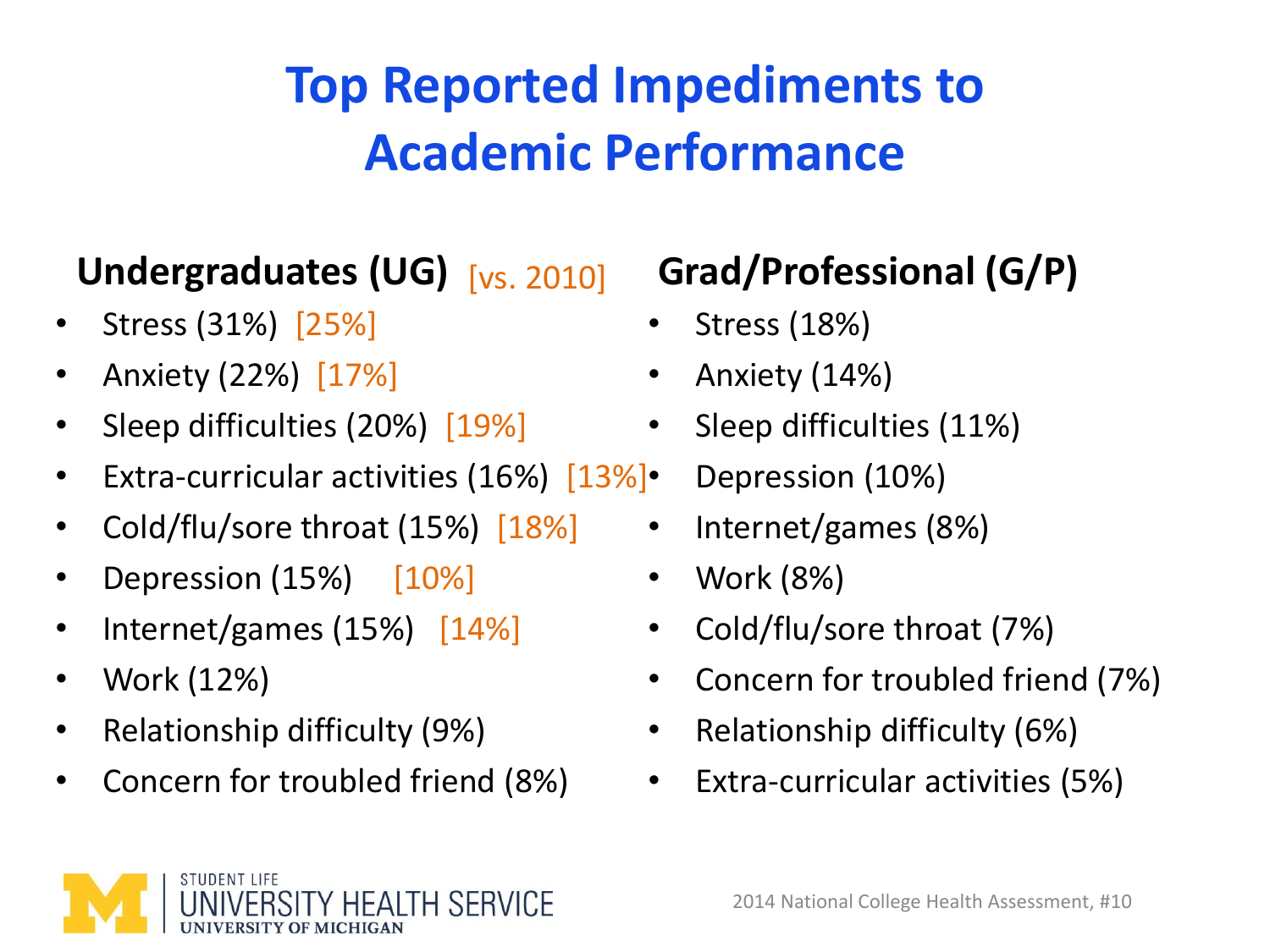# Top Reported Impediments to Academic Performance

## Undergraduates (UG) [vs. 2010]

- Stress (31%) [25%]
- Anxiety (22%) [17%]
- Sleep difficulties (20%) [19%]
- Extra-curricular activities (16%) [13%]
- Cold/flu/sore throat (15%) [18%]
- Depression (15%) [10%]
- Internet/games (15%) [14%]
- Work (12%)
- Relationship difficulty (9%)
- Concern for troubled friend (8%)

## Grad/Professional (G/P)

- Stress (18%)
- Anxiety (14%)
- Sleep difficulties (11%)
- Depression (10%)
- Internet/games (8%)
- Work (8%)
- Cold/flu/sore throat (7%)
- Concern for troubled friend (7%)
- Relationship difficulty (6%)
- Extra-curricular activities (5%)

STUDENT LIFE
UNIVERSITY HEALTH SERVICE
UNIVERSITY OF MICHIGAN

2014 National College Health Assessment, #10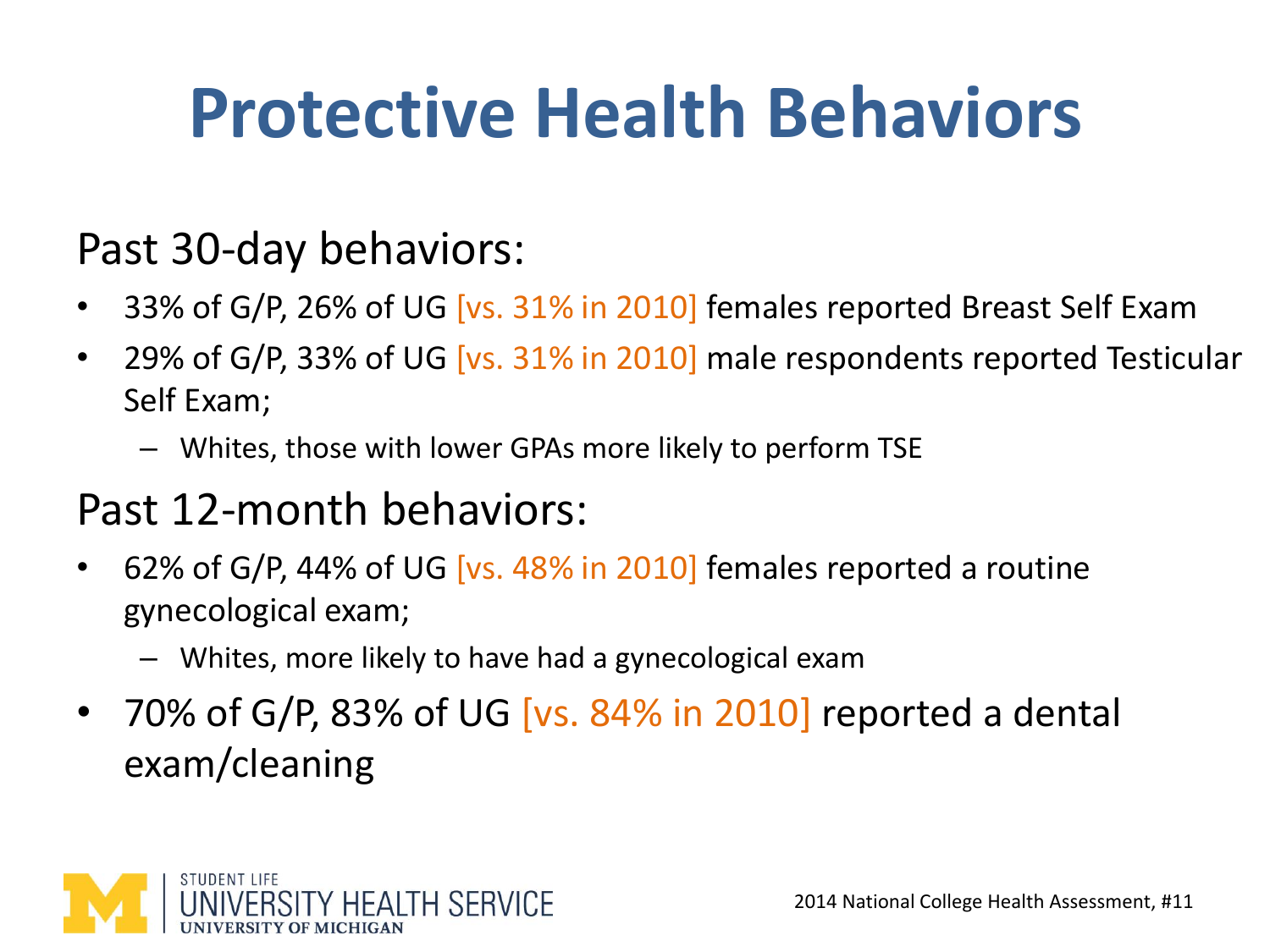# Protective Health Behaviors

## Past 30-day behaviors:

- 33% of G/P, 26% of UG [vs. 31% in 2010] females reported Breast Self Exam
- 29% of G/P, 33% of UG [vs. 31% in 2010] male respondents reported Testicular Self Exam;
  - Whites, those with lower GPAs more likely to perform TSE

## Past 12-month behaviors:

- 62% of G/P, 44% of UG [vs. 48% in 2010] females reported a routine gynecological exam;
  - Whites, more likely to have had a gynecological exam
- 70% of G/P, 83% of UG [vs. 84% in 2010] reported a dental exam/cleaning

STUDENT LIFE
UNIVERSITY HEALTH SERVICE
UNIVERSITY OF MICHIGAN

2014 National College Health Assessment, #11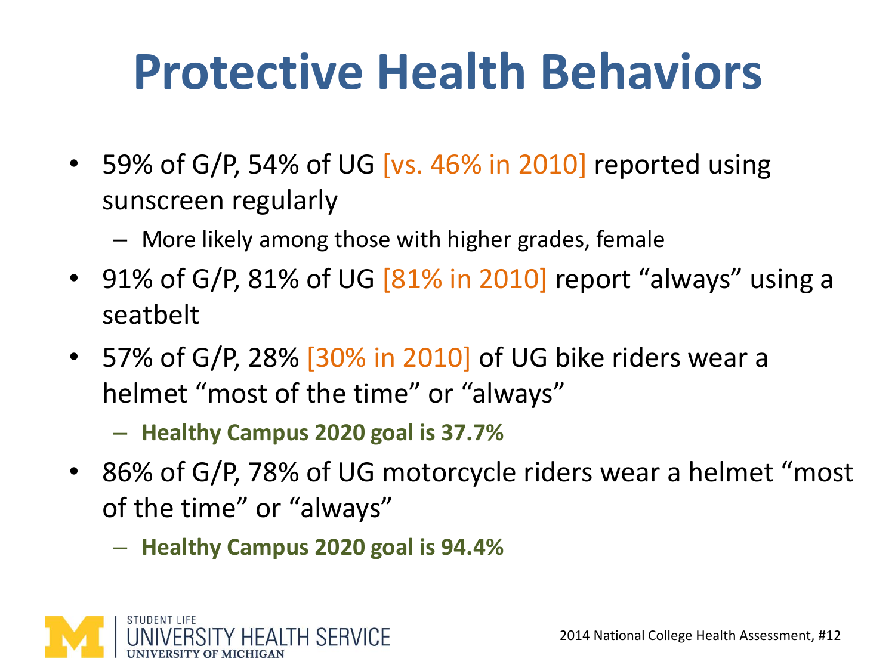# Protective Health Behaviors

- 59% of G/P, 54% of UG [vs. 46% in 2010] reported using sunscreen regularly
  - More likely among those with higher grades, female
- 91% of G/P, 81% of UG [81% in 2010] report "always" using a seatbelt
- 57% of G/P, 28% [30% in 2010] of UG bike riders wear a helmet "most of the time" or "always"
  - **Healthy Campus 2020 goal is 37.7%**
- 86% of G/P, 78% of UG motorcycle riders wear a helmet "most of the time" or "always"
  - **Healthy Campus 2020 goal is 94.4%**

STUDENT LIFE
UNIVERSITY HEALTH SERVICE
UNIVERSITY OF MICHIGAN

2014 National College Health Assessment, #12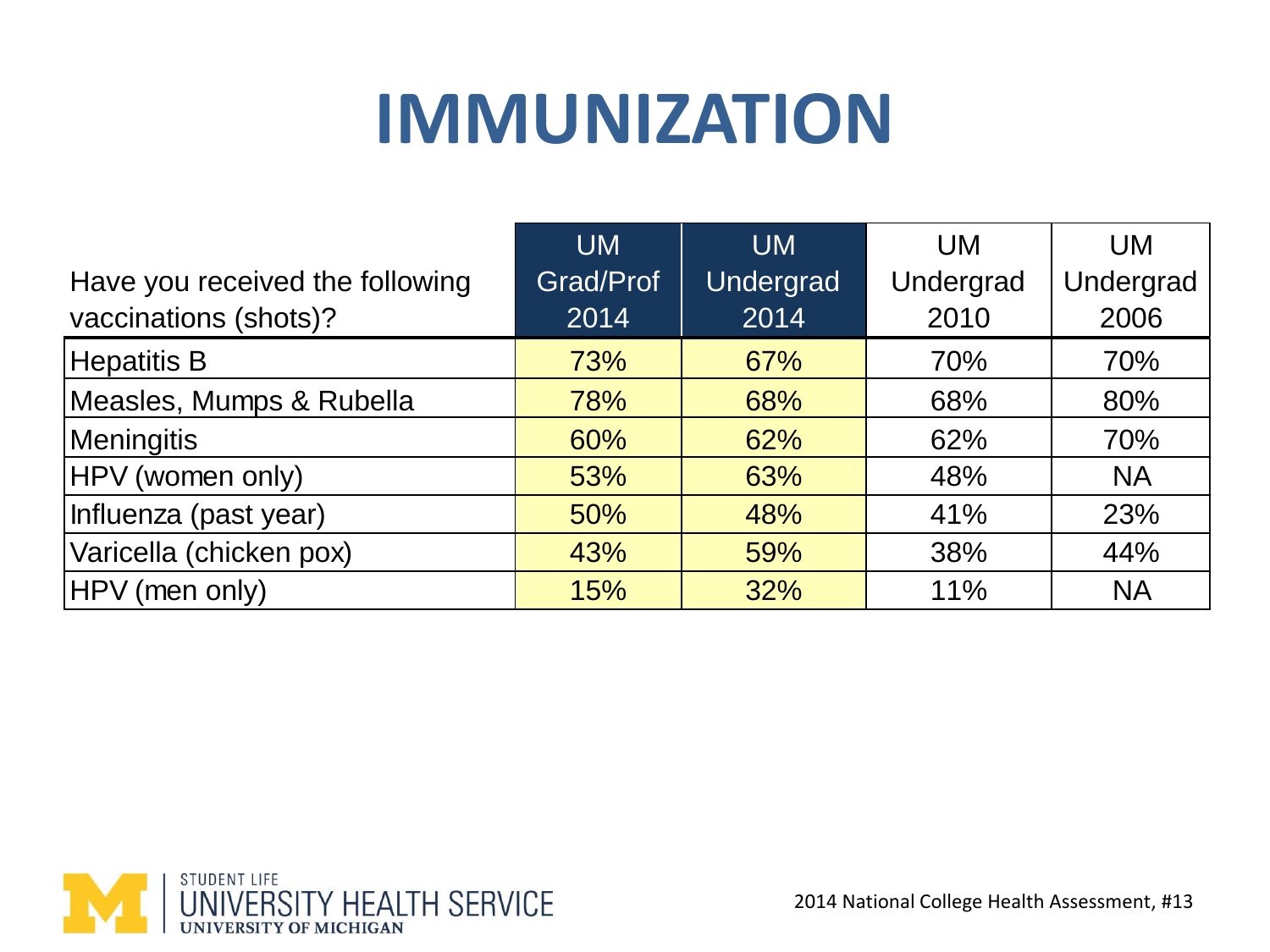# IMMUNIZATION

| Have you received the following vaccinations (shots)? | UM Grad/Prof 2014 | UM Undergrad 2014 | UM Undergrad 2010 | UM Undergrad 2006 |
|---|---|---|---|---|
| Hepatitis B | 73% | 67% | 70% | 70% |
| Measles, Mumps & Rubella | 78% | 68% | 68% | 80% |
| Meningitis | 60% | 62% | 62% | 70% |
| HPV (women only) | 53% | 63% | 48% | NA |
| Influenza (past year) | 50% | 48% | 41% | 23% |
| Varicella (chicken pox) | 43% | 59% | 38% | 44% |
| HPV (men only) | 15% | 32% | 11% | NA |

STUDENT LIFE
UNIVERSITY HEALTH SERVICE
UNIVERSITY OF MICHIGAN

2014 National College Health Assessment, #13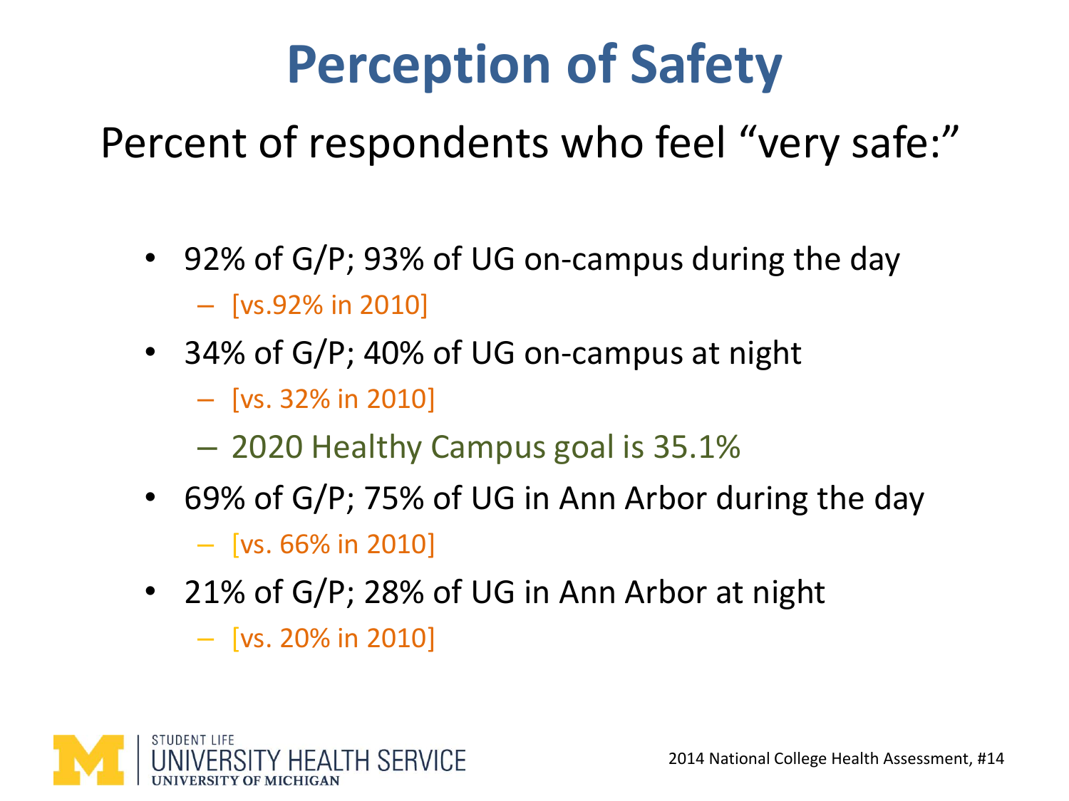# Perception of Safety

Percent of respondents who feel "very safe:"

- 92% of G/P; 93% of UG on-campus during the day
  - [vs.92% in 2010]
- 34% of G/P; 40% of UG on-campus at night
  - [vs. 32% in 2010]
  - 2020 Healthy Campus goal is 35.1%
- 69% of G/P; 75% of UG in Ann Arbor during the day
  - [vs. 66% in 2010]
- 21% of G/P; 28% of UG in Ann Arbor at night
  - [vs. 20% in 2010]

STUDENT LIFE
UNIVERSITY HEALTH SERVICE
UNIVERSITY OF MICHIGAN

2014 National College Health Assessment, #14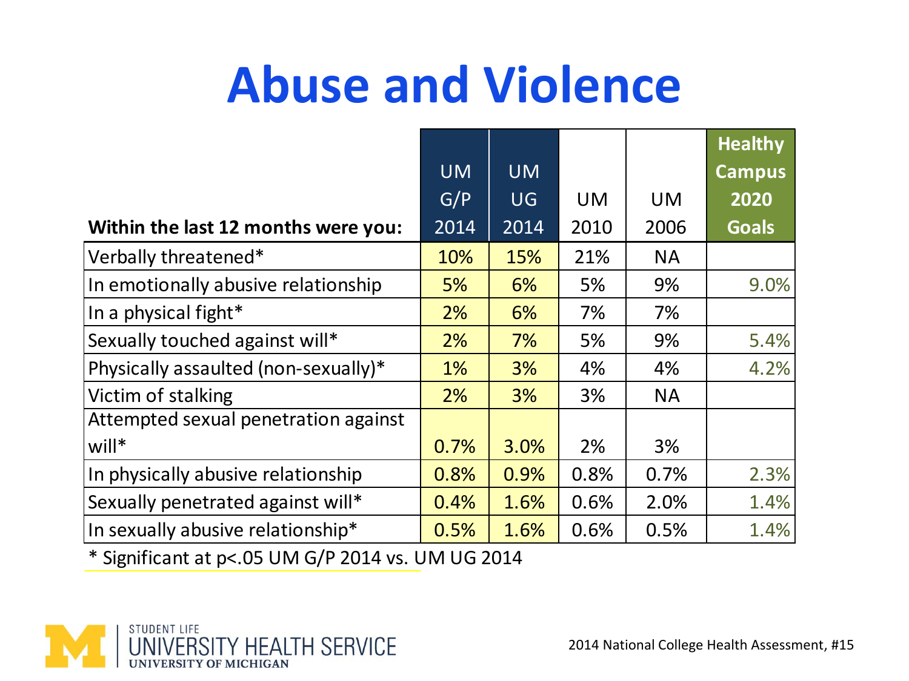# Abuse and Violence

| Within the last 12 months were you: | UM G/P 2014 | UM UG 2014 | UM 2010 | UM 2006 | Healthy Campus 2020 Goals |
|---|---|---|---|---|---|
| Verbally threatened* | 10% | 15% | 21% | NA | |
| In emotionally abusive relationship | 5% | 6% | 5% | 9% | 9.0% |
| In a physical fight* | 2% | 6% | 7% | 7% | |
| Sexually touched against will* | 2% | 7% | 5% | 9% | 5.4% |
| Physically assaulted (non-sexually)* | 1% | 3% | 4% | 4% | 4.2% |
| Victim of stalking | 2% | 3% | 3% | NA | |
| Attempted sexual penetration against will* | 0.7% | 3.0% | 2% | 3% | |
| In physically abusive relationship | 0.8% | 0.9% | 0.8% | 0.7% | 2.3% |
| Sexually penetrated against will* | 0.4% | 1.6% | 0.6% | 2.0% | 1.4% |
| In sexually abusive relationship* | 0.5% | 1.6% | 0.6% | 0.5% | 1.4% |

* Significant at $p<.05$ UM G/P 2014 vs. UM UG 2014

STUDENT LIFE UNIVERSITY HEALTH SERVICE UNIVERSITY OF MICHIGAN

2014 National College Health Assessment, #15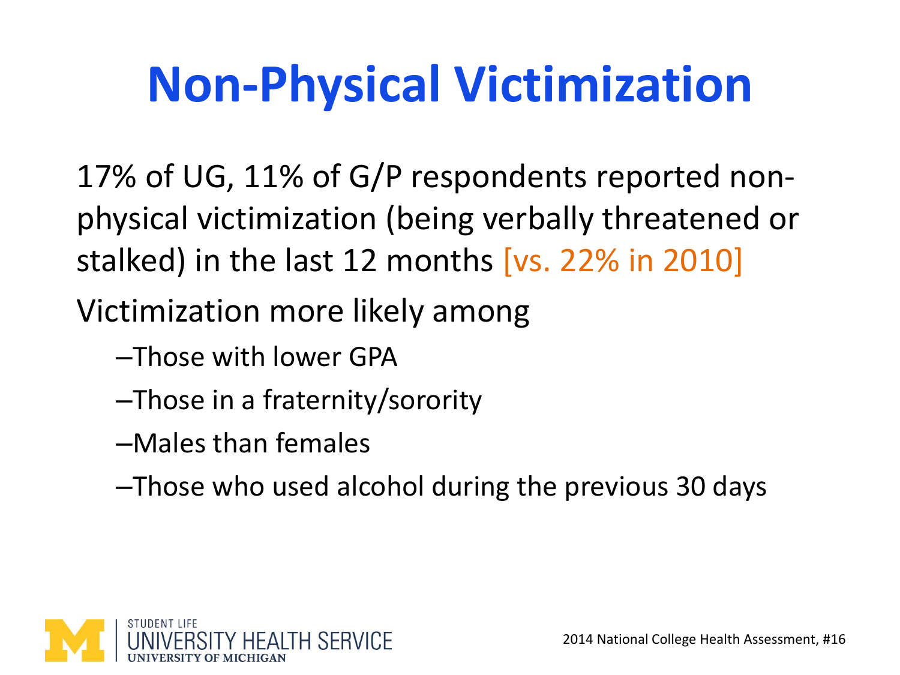# Non-Physical Victimization

17% of UG, 11% of G/P respondents reported non-physical victimization (being verbally threatened or stalked) in the last 12 months [vs. 22% in 2010]

Victimization more likely among

- Those with lower GPA
- Those in a fraternity/sorority
- Males than females
- Those who used alcohol during the previous 30 days

STUDENT LIFE
UNIVERSITY HEALTH SERVICE
UNIVERSITY OF MICHIGAN

2014 National College Health Assessment, #16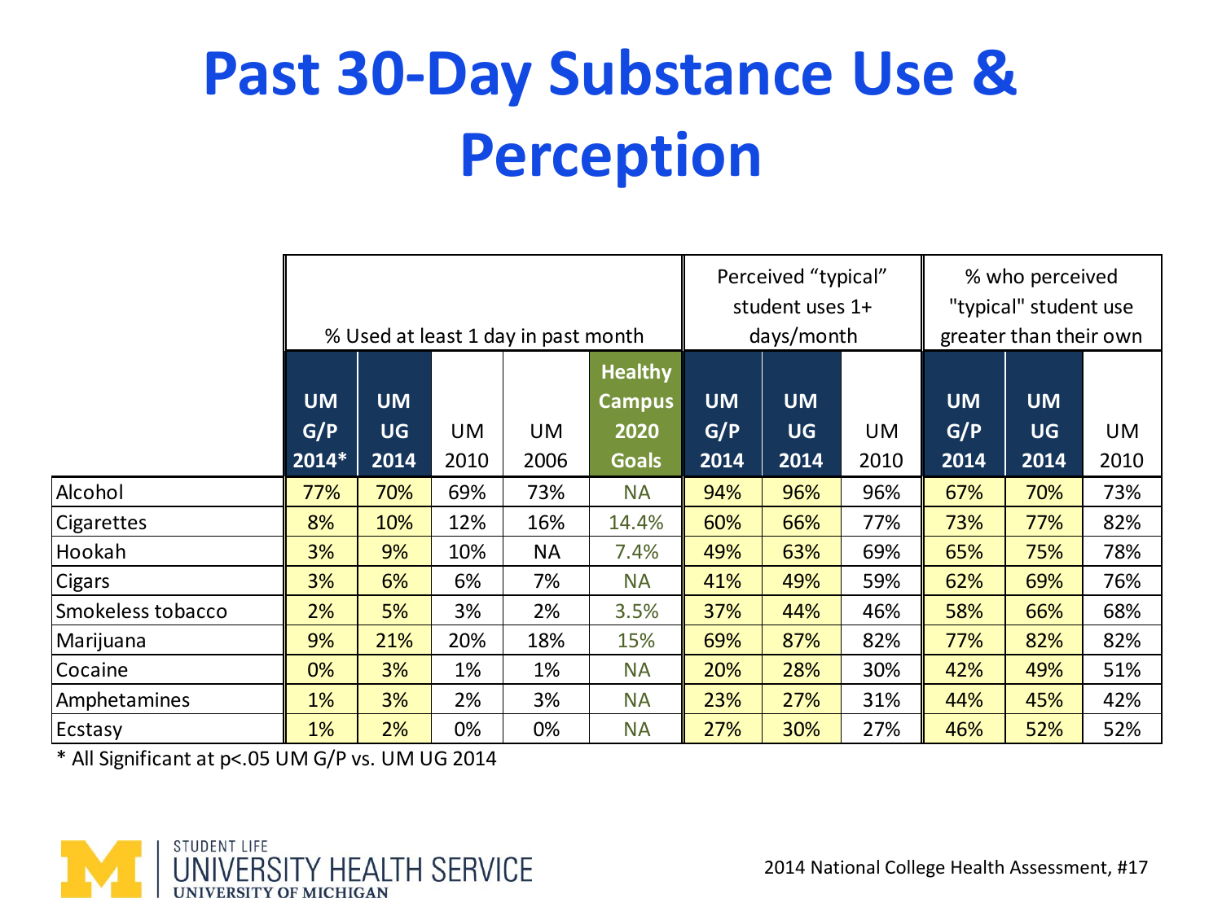# Past 30-Day Substance Use & Perception

| | % Used at least 1 day in past month | | | | | Perceived "typical" student uses 1+ days/month | | | % who perceived "typical" student use greater than their own | | |
|---|---|---|---|---|---|---|---|---|---|---|---|
| | UM G/P 2014* | UM UG 2014 | UM 2010 | UM 2006 | Healthy Campus 2020 Goals | UM G/P 2014 | UM UG 2014 | UM 2010 | UM G/P 2014 | UM UG 2014 | UM 2010 |
| Alcohol | 77% | 70% | 69% | 73% | NA | 94% | 96% | 96% | 67% | 70% | 73% |
| Cigarettes | 8% | 10% | 12% | 16% | 14.4% | 60% | 66% | 77% | 73% | 77% | 82% |
| Hookah | 3% | 9% | 10% | NA | 7.4% | 49% | 63% | 69% | 65% | 75% | 78% |
| Cigars | 3% | 6% | 6% | 7% | NA | 41% | 49% | 59% | 62% | 69% | 76% |
| Smokeless tobacco | 2% | 5% | 3% | 2% | 3.5% | 37% | 44% | 46% | 58% | 66% | 68% |
| Marijuana | 9% | 21% | 20% | 18% | 15% | 69% | 87% | 82% | 77% | 82% | 82% |
| Cocaine | 0% | 3% | 1% | 1% | NA | 20% | 28% | 30% | 42% | 49% | 51% |
| Amphetamines | 1% | 3% | 2% | 3% | NA | 23% | 27% | 31% | 44% | 45% | 42% |
| Ecstasy | 1% | 2% | 0% | 0% | NA | 27% | 30% | 27% | 46% | 52% | 52% |

* All Significant at $p<.05$ UM G/P vs. UM UG 2014

STUDENT LIFE UNIVERSITY HEALTH SERVICE UNIVERSITY OF MICHIGAN

2014 National College Health Assessment, #17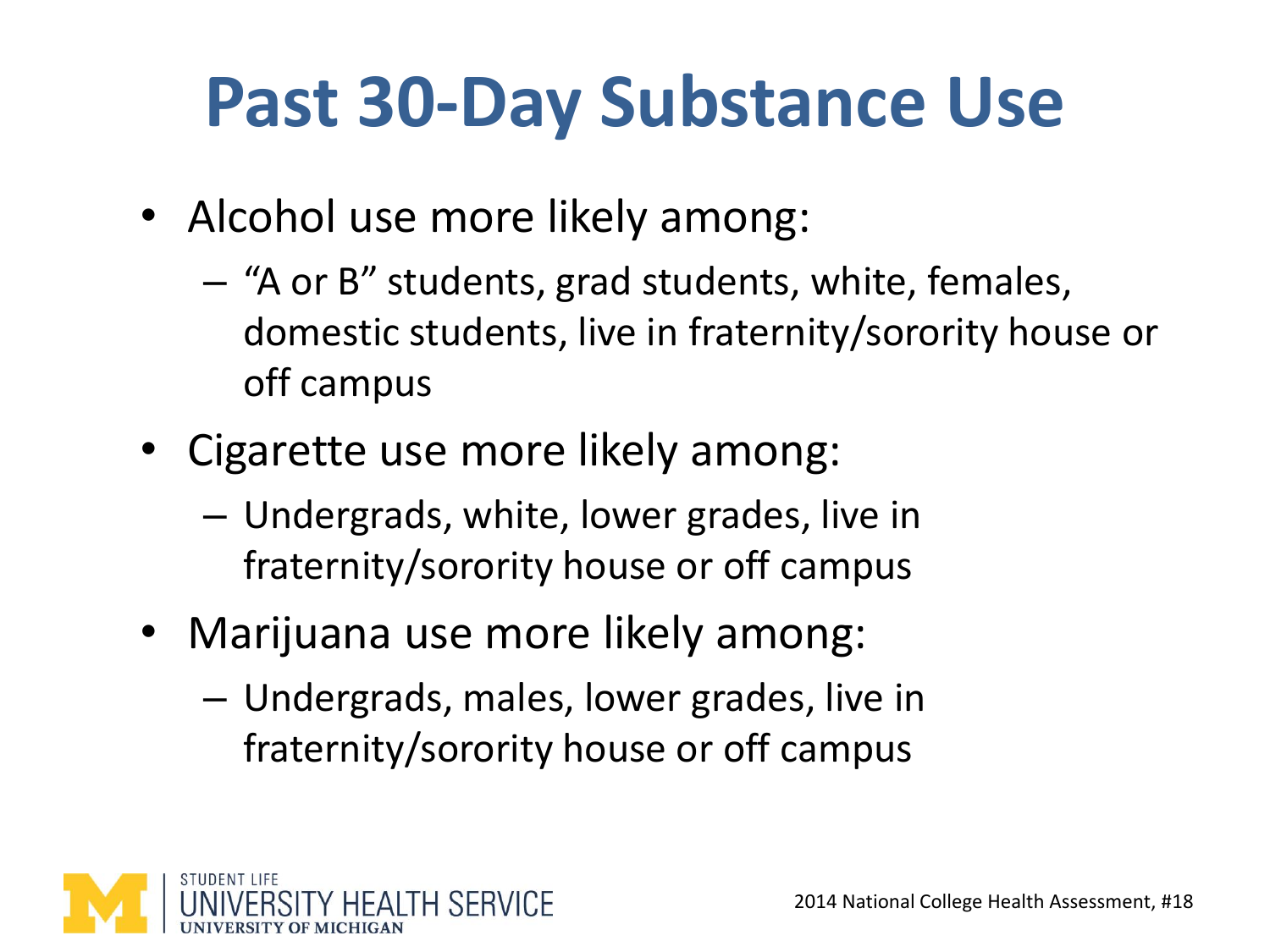# Past 30-Day Substance Use

- Alcohol use more likely among:
  - "A or B" students, grad students, white, females, domestic students, live in fraternity/sorority house or off campus
- Cigarette use more likely among:
  - Undergrads, white, lower grades, live in fraternity/sorority house or off campus
- Marijuana use more likely among:
  - Undergrads, males, lower grades, live in fraternity/sorority house or off campus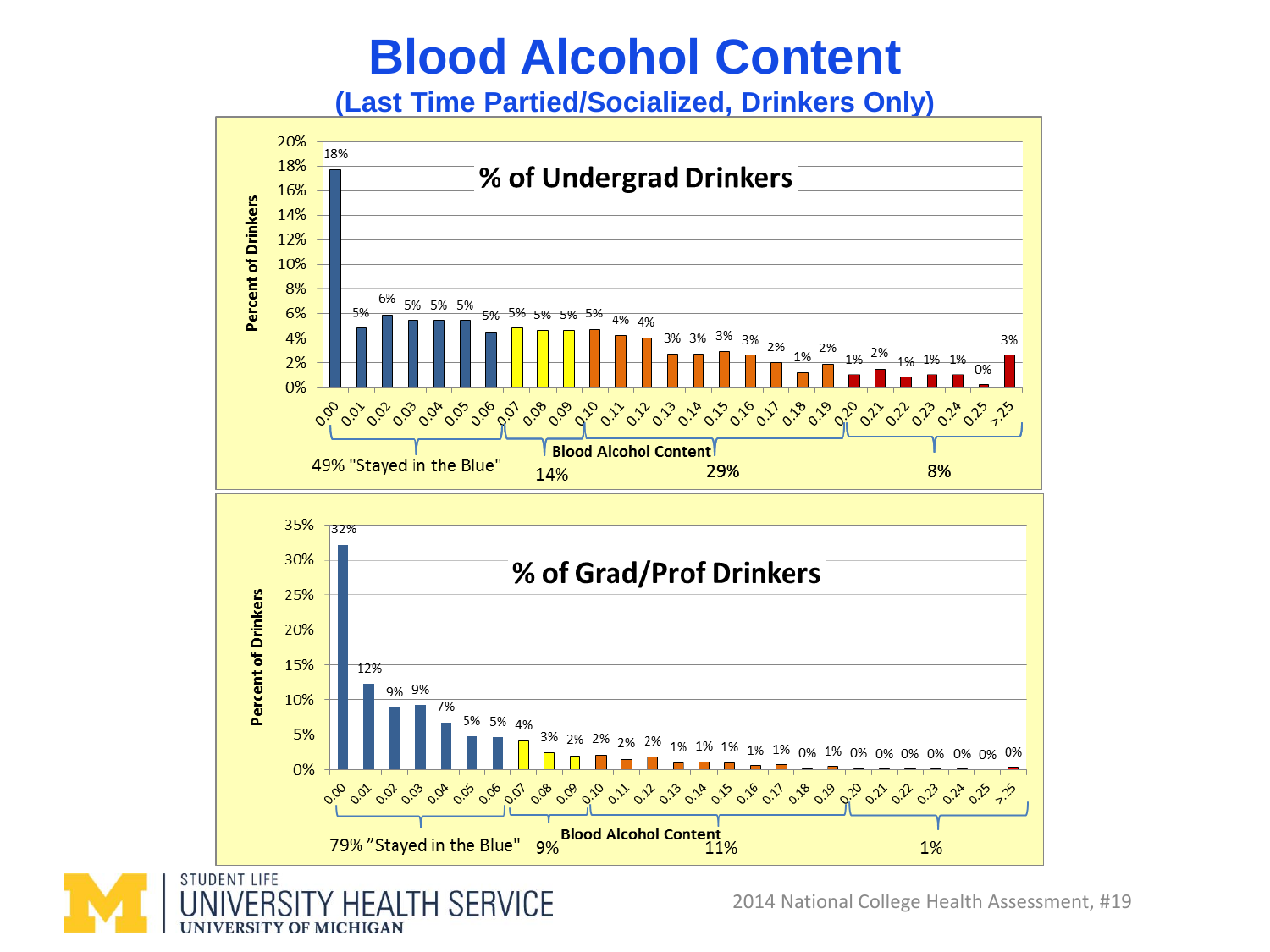# Blood Alcohol Content

## (Last Time Partied/Socialized, Drinkers Only)

### % of Undergrad Drinkers

| Blood Alcohol Content | Percent of Drinkers |
|---|---|
| 0.00 | 18% |
| 0.01 | 5% |
| 0.02 | 6% |
| 0.03 | 5% |
| 0.04 | 5% |
| 0.05 | 5% |
| 0.06 | 5% |
| 0.07 | 5% |
| 0.08 | 5% |
| 0.09 | 5% |
| 0.10 | 5% |
| 0.11 | 4% |
| 0.12 | 4% |
| 0.13 | 3% |
| 0.14 | 3% |
| 0.15 | 3% |
| 0.16 | 3% |
| 0.17 | 2% |
| 0.18 | 1% |
| 0.19 | 2% |
| 0.20 | 1% |
| 0.21 | 2% |
| 0.22 | 1% |
| 0.23 | 1% |
| 0.24 | 1% |
| 0.25 | 0% |
| >.25 | 3% |

- 0.00–0.06: 49% "Stayed in the Blue"
- 0.07–0.09: 14%
- 0.10–0.19: 29%
- 0.20–>.25: 8%

### % of Grad/Prof Drinkers

| Blood Alcohol Content | Percent of Drinkers |
|---|---|
| 0.00 | 32% |
| 0.01 | 12% |
| 0.02 | 9% |
| 0.03 | 9% |
| 0.04 | 7% |
| 0.05 | 5% |
| 0.06 | 5% |
| 0.07 | 4% |
| 0.08 | 3% |
| 0.09 | 2% |
| 0.10 | 2% |
| 0.11 | 2% |
| 0.12 | 2% |
| 0.13 | 1% |
| 0.14 | 1% |
| 0.15 | 1% |
| 0.16 | 1% |
| 0.17 | 1% |
| 0.18 | 0% |
| 0.19 | 1% |
| 0.20 | 0% |
| 0.21 | 0% |
| 0.22 | 0% |
| 0.23 | 0% |
| 0.24 | 0% |
| 0.25 | 0% |
| >.25 | 0% |

- 0.00–0.06: 79% "Stayed in the Blue"
- 0.07–0.09: 9%
- 0.10–0.19: 11%
- 0.20–>.25: 1%

STUDENT LIFE
UNIVERSITY HEALTH SERVICE
UNIVERSITY OF MICHIGAN

2014 National College Health Assessment, #19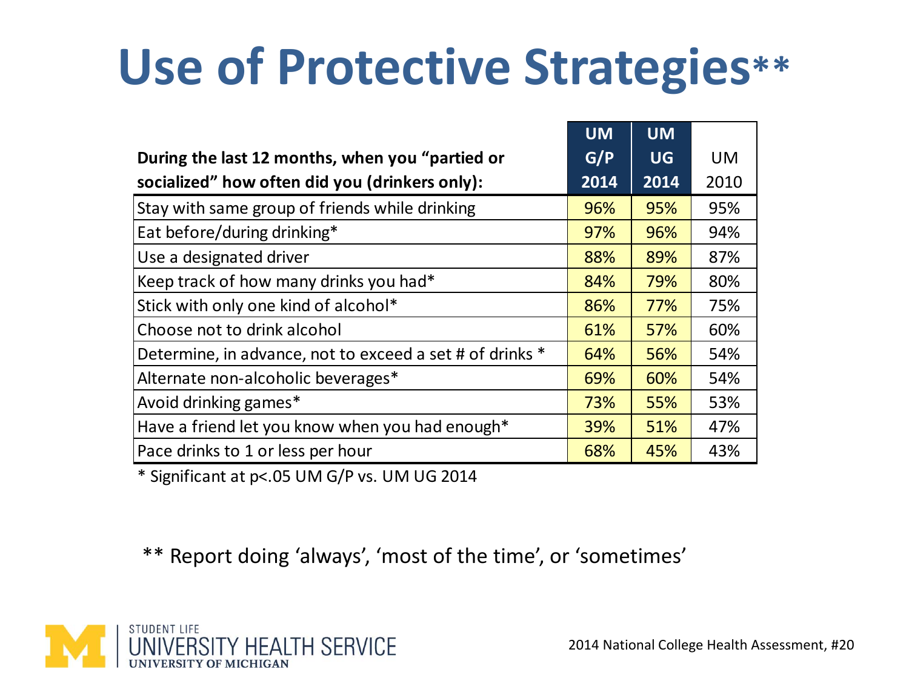# Use of Protective Strategies**

| During the last 12 months, when you "partied or socialized" how often did you (drinkers only): | UM G/P 2014 | UM UG 2014 | UM 2010 |
|---|---|---|---|
| Stay with same group of friends while drinking | 96% | 95% | 95% |
| Eat before/during drinking* | 97% | 96% | 94% |
| Use a designated driver | 88% | 89% | 87% |
| Keep track of how many drinks you had* | 84% | 79% | 80% |
| Stick with only one kind of alcohol* | 86% | 77% | 75% |
| Choose not to drink alcohol | 61% | 57% | 60% |
| Determine, in advance, not to exceed a set # of drinks * | 64% | 56% | 54% |
| Alternate non-alcoholic beverages* | 69% | 60% | 54% |
| Avoid drinking games* | 73% | 55% | 53% |
| Have a friend let you know when you had enough* | 39% | 51% | 47% |
| Pace drinks to 1 or less per hour | 68% | 45% | 43% |

* Significant at p<.05 UM G/P vs. UM UG 2014

** Report doing 'always', 'most of the time', or 'sometimes'

STUDENT LIFE UNIVERSITY HEALTH SERVICE UNIVERSITY OF MICHIGAN

2014 National College Health Assessment, #20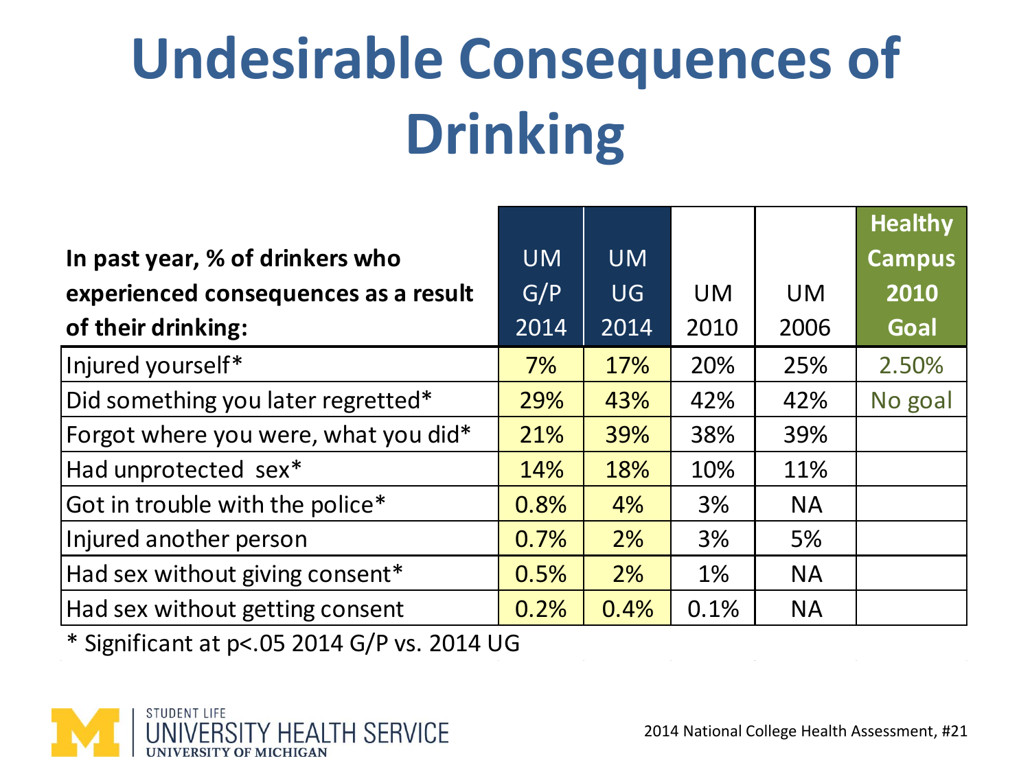# Undesirable Consequences of Drinking

| In past year, % of drinkers who experienced consequences as a result of their drinking: | UM G/P 2014 | UM UG 2014 | UM 2010 | UM 2006 | Healthy Campus 2010 Goal |
|---|---|---|---|---|---|
| Injured yourself* | 7% | 17% | 20% | 25% | 2.50% |
| Did something you later regretted* | 29% | 43% | 42% | 42% | No goal |
| Forgot where you were, what you did* | 21% | 39% | 38% | 39% | |
| Had unprotected sex* | 14% | 18% | 10% | 11% | |
| Got in trouble with the police* | 0.8% | 4% | 3% | NA | |
| Injured another person | 0.7% | 2% | 3% | 5% | |
| Had sex without giving consent* | 0.5% | 2% | 1% | NA | |
| Had sex without getting consent | 0.2% | 0.4% | 0.1% | NA | |

* Significant at $p<.05$ 2014 G/P vs. 2014 UG

STUDENT LIFE
UNIVERSITY HEALTH SERVICE
UNIVERSITY OF MICHIGAN

2014 National College Health Assessment, #21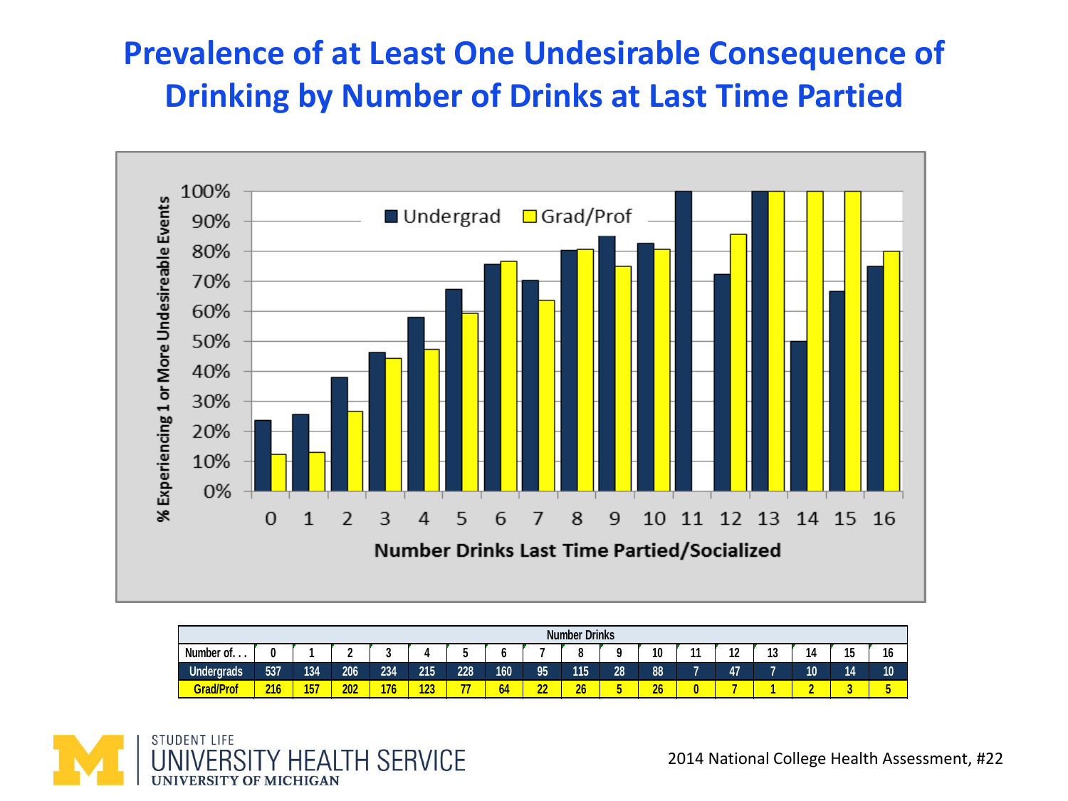# Prevalence of at Least One Undesirable Consequence of Drinking by Number of Drinks at Last Time Partied

| Number of. . . | 0 | 1 | 2 | 3 | 4 | 5 | 6 | 7 | 8 | 9 | 10 | 11 | 12 | 13 | 14 | 15 | 16 |
|---|---|---|---|---|---|---|---|---|---|---|---|---|---|---|---|---|---|
| Undergrads | 537 | 134 | 206 | 234 | 215 | 228 | 160 | 95 | 115 | 28 | 88 | 7 | 47 | 7 | 10 | 14 | 10 |
| Grad/Prof | 216 | 157 | 202 | 176 | 123 | 77 | 64 | 22 | 26 | 5 | 26 | 0 | 7 | 1 | 2 | 3 | 5 |

Number Drinks

2014 National College Health Assessment, #22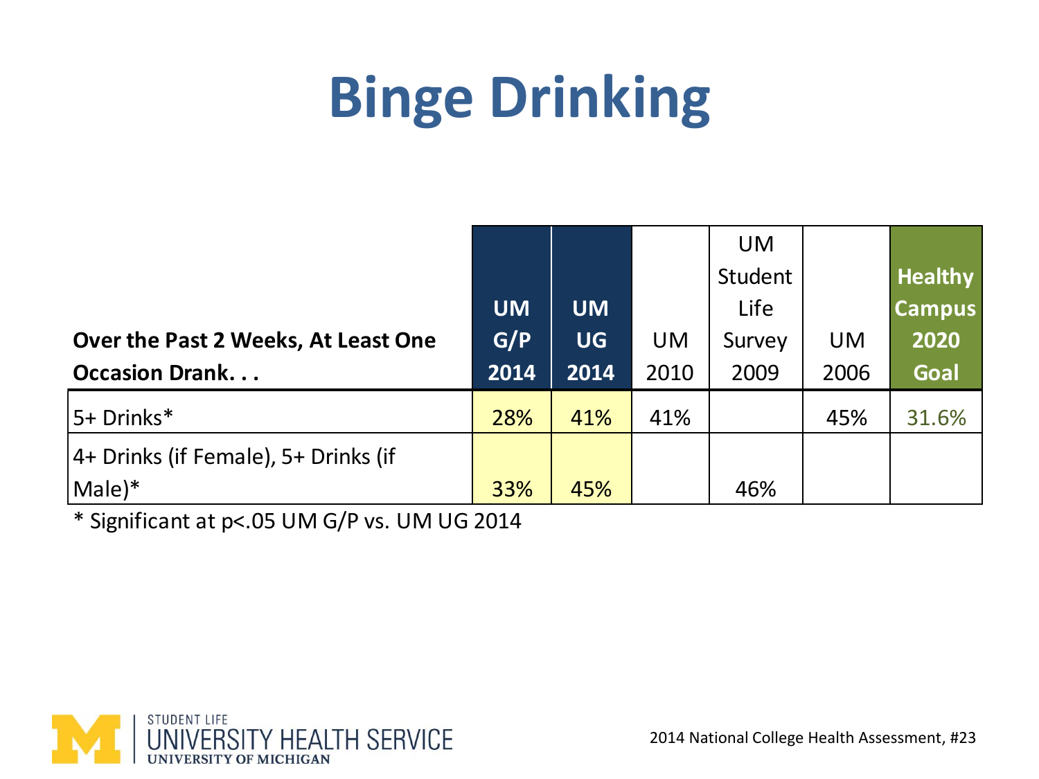# Binge Drinking

| Over the Past 2 Weeks, At Least One Occasion Drank. . . | UM G/P 2014 | UM UG 2014 | UM 2010 | UM Student Life Survey 2009 | UM 2006 | Healthy Campus 2020 Goal |
|---|---|---|---|---|---|---|
| 5+ Drinks* | 28% | 41% | 41% | | 45% | 31.6% |
| 4+ Drinks (if Female), 5+ Drinks (if Male)* | 33% | 45% | | 46% | | |

* Significant at p<.05 UM G/P vs. UM UG 2014

STUDENT LIFE
UNIVERSITY HEALTH SERVICE
UNIVERSITY OF MICHIGAN

2014 National College Health Assessment, #23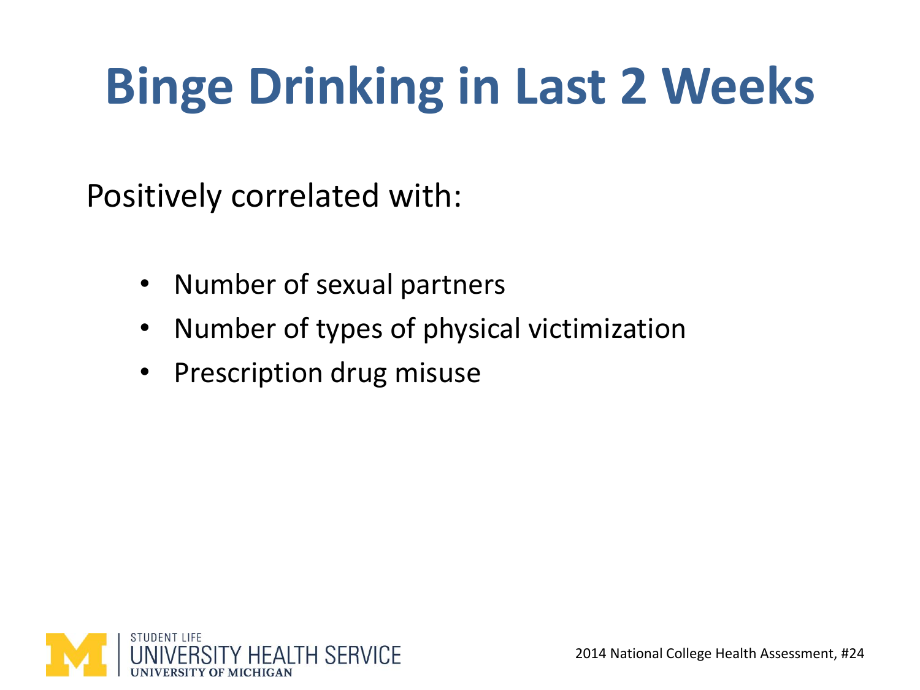# Binge Drinking in Last 2 Weeks

Positively correlated with:

- Number of sexual partners
- Number of types of physical victimization
- Prescription drug misuse

STUDENT LIFE
UNIVERSITY HEALTH SERVICE
UNIVERSITY OF MICHIGAN

2014 National College Health Assessment, #24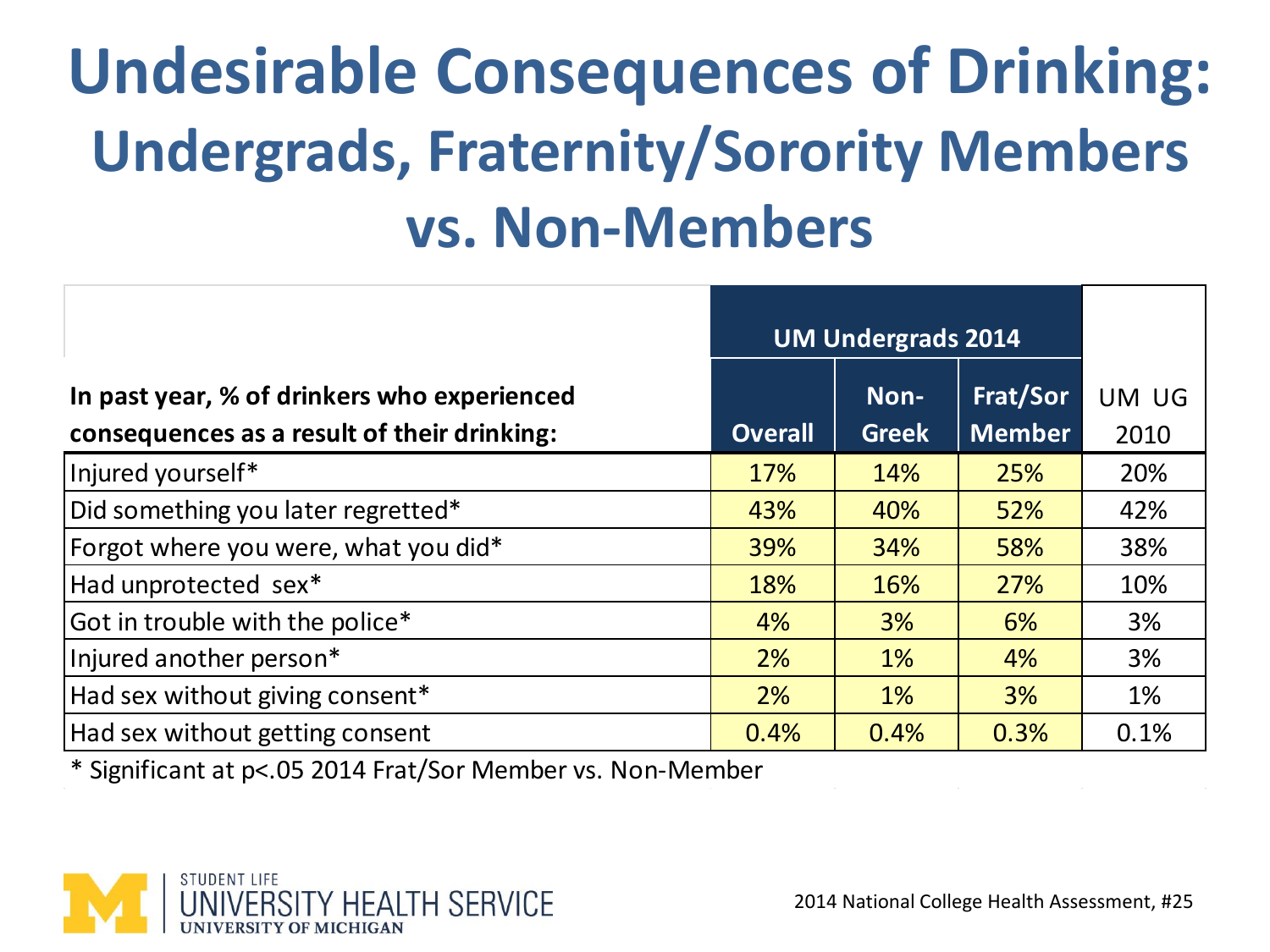# Undesirable Consequences of Drinking: Undergrads, Fraternity/Sorority Members vs. Non-Members

| In past year, % of drinkers who experienced consequences as a result of their drinking: | UM Undergrads 2014 | | | UM UG 2010 |
|---|---|---|---|---|
| | Overall | Non-Greek | Frat/Sor Member | |
| Injured yourself* | 17% | 14% | 25% | 20% |
| Did something you later regretted* | 43% | 40% | 52% | 42% |
| Forgot where you were, what you did* | 39% | 34% | 58% | 38% |
| Had unprotected sex* | 18% | 16% | 27% | 10% |
| Got in trouble with the police* | 4% | 3% | 6% | 3% |
| Injured another person* | 2% | 1% | 4% | 3% |
| Had sex without giving consent* | 2% | 1% | 3% | 1% |
| Had sex without getting consent | 0.4% | 0.4% | 0.3% | 0.1% |

* Significant at $p<.05$ 2014 Frat/Sor Member vs. Non-Member

STUDENT LIFE
UNIVERSITY HEALTH SERVICE
UNIVERSITY OF MICHIGAN

2014 National College Health Assessment, #25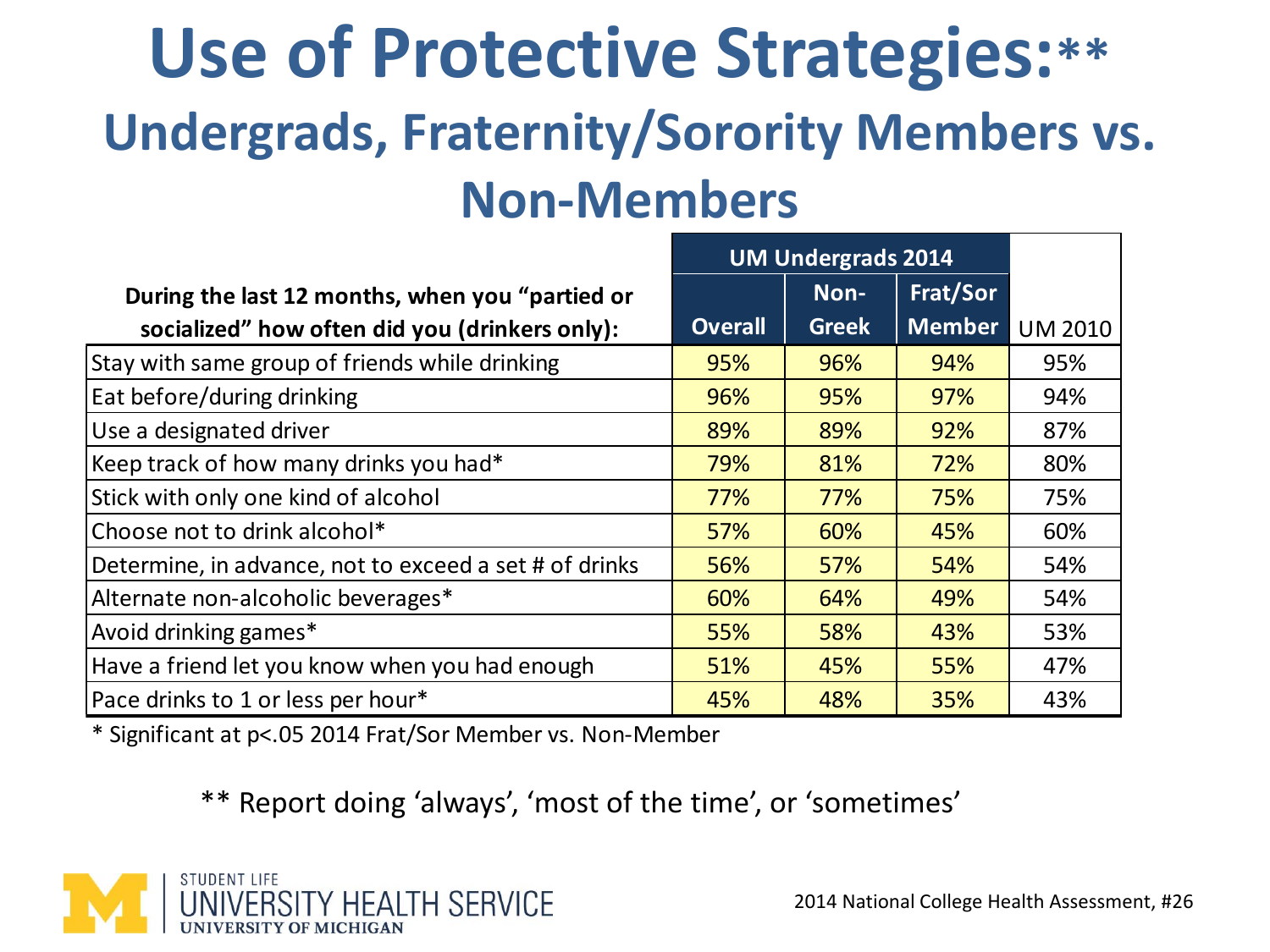# Use of Protective Strategies:**

## Undergrads, Fraternity/Sorority Members vs. Non-Members

| During the last 12 months, when you "partied or socialized" how often did you (drinkers only): | UM Undergrads 2014 | | | |
|---|---|---|---|---|
| | Overall | Non-Greek | Frat/Sor Member | UM 2010 |
| Stay with same group of friends while drinking | 95% | 96% | 94% | 95% |
| Eat before/during drinking | 96% | 95% | 97% | 94% |
| Use a designated driver | 89% | 89% | 92% | 87% |
| Keep track of how many drinks you had* | 79% | 81% | 72% | 80% |
| Stick with only one kind of alcohol | 77% | 77% | 75% | 75% |
| Choose not to drink alcohol* | 57% | 60% | 45% | 60% |
| Determine, in advance, not to exceed a set # of drinks | 56% | 57% | 54% | 54% |
| Alternate non-alcoholic beverages* | 60% | 64% | 49% | 54% |
| Avoid drinking games* | 55% | 58% | 43% | 53% |
| Have a friend let you know when you had enough | 51% | 45% | 55% | 47% |
| Pace drinks to 1 or less per hour* | 45% | 48% | 35% | 43% |

* Significant at $p<.05$ 2014 Frat/Sor Member vs. Non-Member

** Report doing 'always', 'most of the time', or 'sometimes'

STUDENT LIFE UNIVERSITY HEALTH SERVICE UNIVERSITY OF MICHIGAN

2014 National College Health Assessment, #26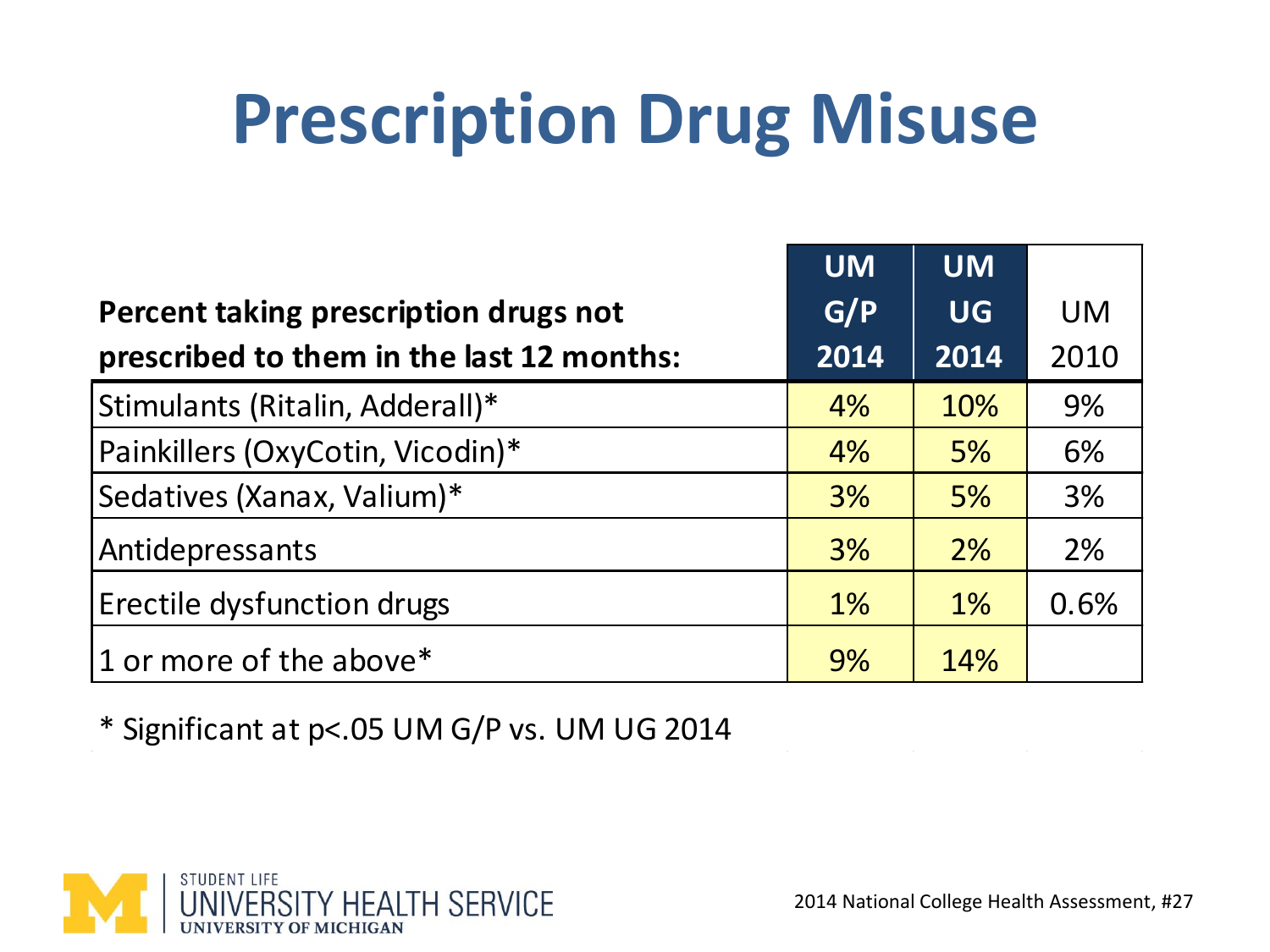# Prescription Drug Misuse

| Percent taking prescription drugs not prescribed to them in the last 12 months: | UM G/P 2014 | UM UG 2014 | UM 2010 |
|---|---|---|---|
| Stimulants (Ritalin, Adderall)* | 4% | 10% | 9% |
| Painkillers (OxyCotin, Vicodin)* | 4% | 5% | 6% |
| Sedatives (Xanax, Valium)* | 3% | 5% | 3% |
| Antidepressants | 3% | 2% | 2% |
| Erectile dysfunction drugs | 1% | 1% | 0.6% |
| 1 or more of the above* | 9% | 14% | |

* Significant at $p<.05$ UM G/P vs. UM UG 2014

STUDENT LIFE
UNIVERSITY HEALTH SERVICE
UNIVERSITY OF MICHIGAN

2014 National College Health Assessment, #27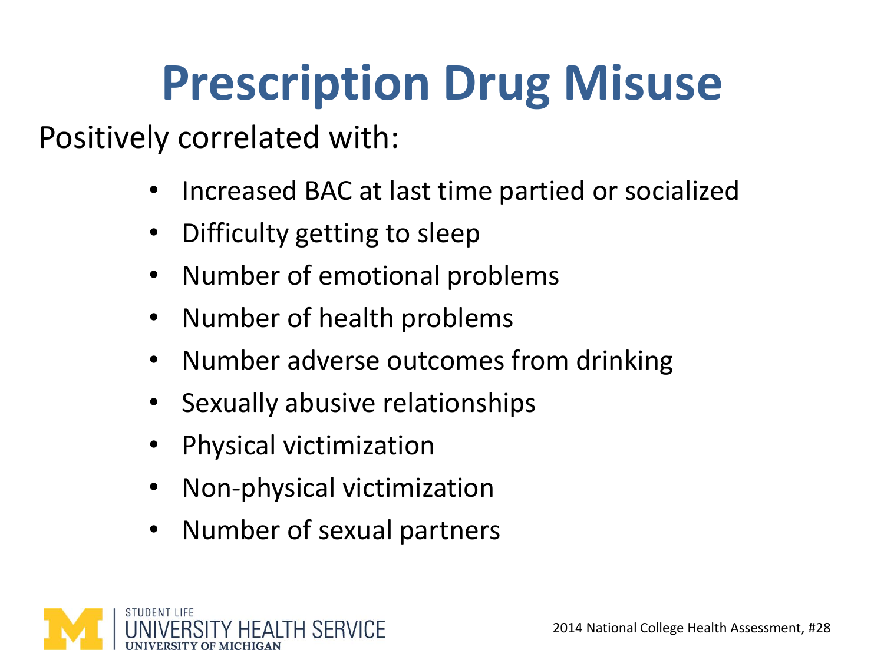# Prescription Drug Misuse

Positively correlated with:

- Increased BAC at last time partied or socialized
- Difficulty getting to sleep
- Number of emotional problems
- Number of health problems
- Number adverse outcomes from drinking
- Sexually abusive relationships
- Physical victimization
- Non-physical victimization
- Number of sexual partners

2014 National College Health Assessment, #28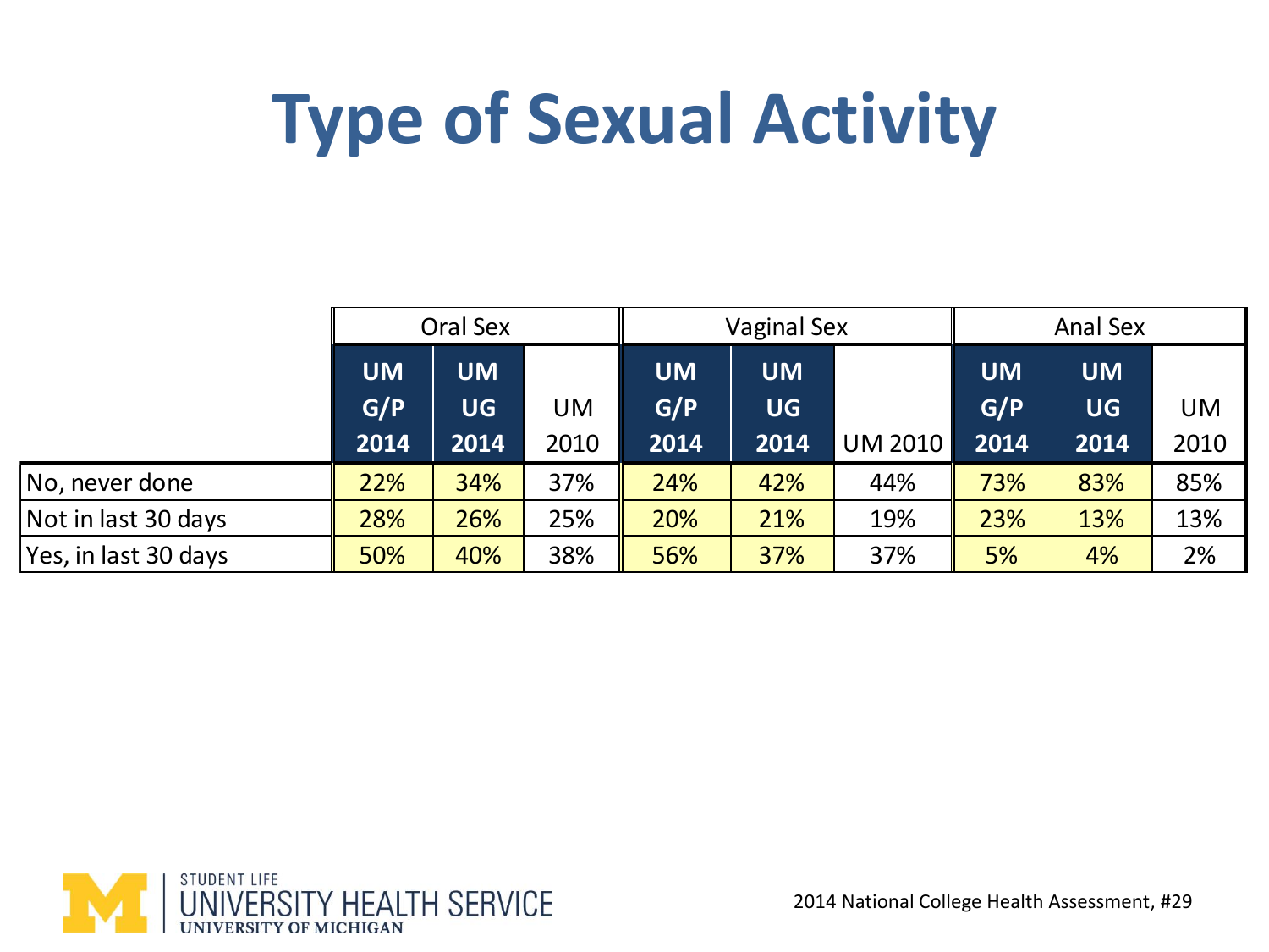# Type of Sexual Activity

| | Oral Sex | | | Vaginal Sex | | | Anal Sex | | |
|---|---|---|---|---|---|---|---|---|---|
| | **UM G/P 2014** | **UM UG 2014** | UM 2010 | **UM G/P 2014** | **UM UG 2014** | UM 2010 | **UM G/P 2014** | **UM UG 2014** | UM 2010 |
| No, never done | 22% | 34% | 37% | 24% | 42% | 44% | 73% | 83% | 85% |
| Not in last 30 days | 28% | 26% | 25% | 20% | 21% | 19% | 23% | 13% | 13% |
| Yes, in last 30 days | 50% | 40% | 38% | 56% | 37% | 37% | 5% | 4% | 2% |

2014 National College Health Assessment, #29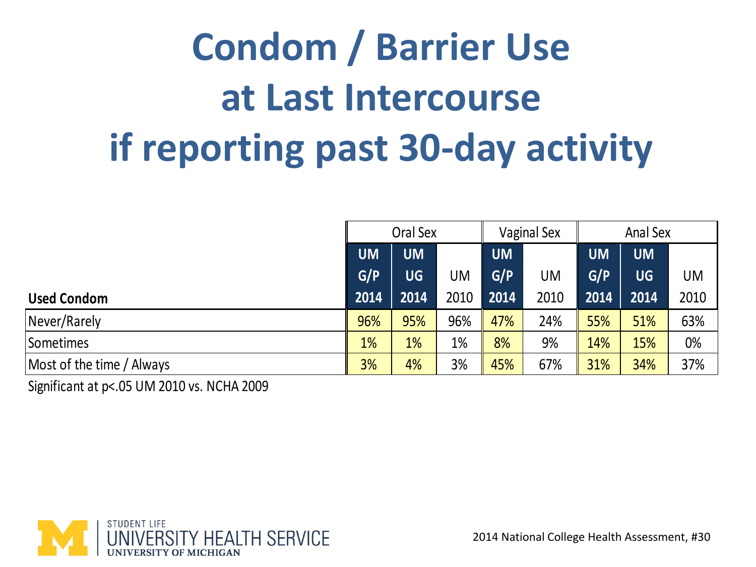# Condom / Barrier Use at Last Intercourse if reporting past 30-day activity

| | Oral Sex | | | Vaginal Sex | | Anal Sex | | |
|---|---|---|---|---|---|---|---|---|
| **Used Condom** | **UM G/P 2014** | **UM UG 2014** | UM 2010 | **UM G/P 2014** | UM 2010 | **UM G/P 2014** | **UM UG 2014** | UM 2010 |
| Never/Rarely | 96% | 95% | 96% | 47% | 24% | 55% | 51% | 63% |
| Sometimes | 1% | 1% | 1% | 8% | 9% | 14% | 15% | 0% |
| Most of the time / Always | 3% | 4% | 3% | 45% | 67% | 31% | 34% | 37% |

Significant at $p<.05$ UM 2010 vs. NCHA 2009

STUDENT LIFE
UNIVERSITY HEALTH SERVICE
UNIVERSITY OF MICHIGAN

2014 National College Health Assessment, #30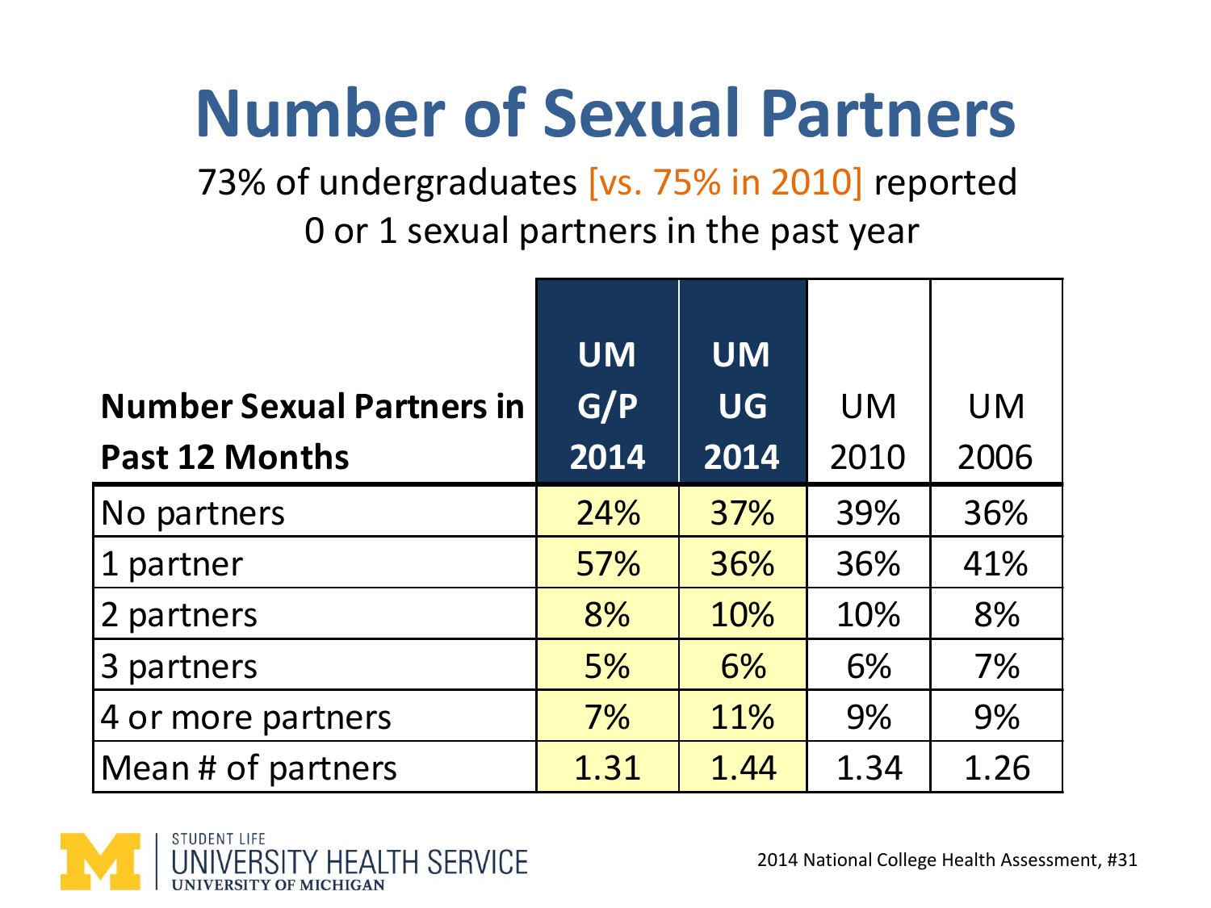# Number of Sexual Partners

73% of undergraduates [vs. 75% in 2010] reported 0 or 1 sexual partners in the past year

| Number Sexual Partners in Past 12 Months | UM G/P 2014 | UM UG 2014 | UM 2010 | UM 2006 |
|---|---|---|---|---|
| No partners | 24% | 37% | 39% | 36% |
| 1 partner | 57% | 36% | 36% | 41% |
| 2 partners | 8% | 10% | 10% | 8% |
| 3 partners | 5% | 6% | 6% | 7% |
| 4 or more partners | 7% | 11% | 9% | 9% |
| Mean # of partners | 1.31 | 1.44 | 1.34 | 1.26 |

STUDENT LIFE
UNIVERSITY HEALTH SERVICE
UNIVERSITY OF MICHIGAN

2014 National College Health Assessment, #31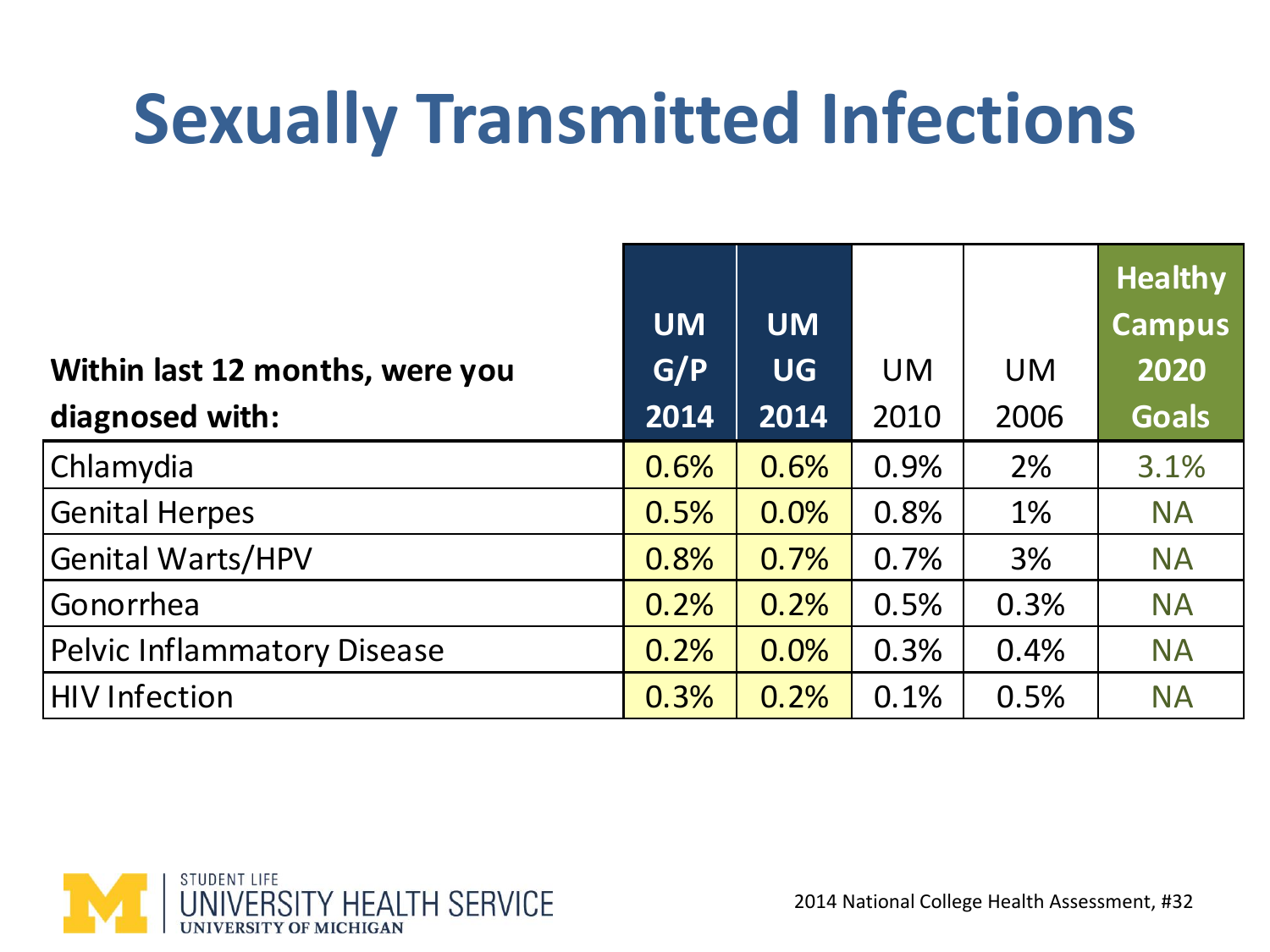# Sexually Transmitted Infections

| Within last 12 months, were you diagnosed with: | UM G/P 2014 | UM UG 2014 | UM 2010 | UM 2006 | Healthy Campus 2020 Goals |
|---|---|---|---|---|---|
| Chlamydia | 0.6% | 0.6% | 0.9% | 2% | 3.1% |
| Genital Herpes | 0.5% | 0.0% | 0.8% | 1% | NA |
| Genital Warts/HPV | 0.8% | 0.7% | 0.7% | 3% | NA |
| Gonorrhea | 0.2% | 0.2% | 0.5% | 0.3% | NA |
| Pelvic Inflammatory Disease | 0.2% | 0.0% | 0.3% | 0.4% | NA |
| HIV Infection | 0.3% | 0.2% | 0.1% | 0.5% | NA |

STUDENT LIFE
UNIVERSITY HEALTH SERVICE
UNIVERSITY OF MICHIGAN

2014 National College Health Assessment, #32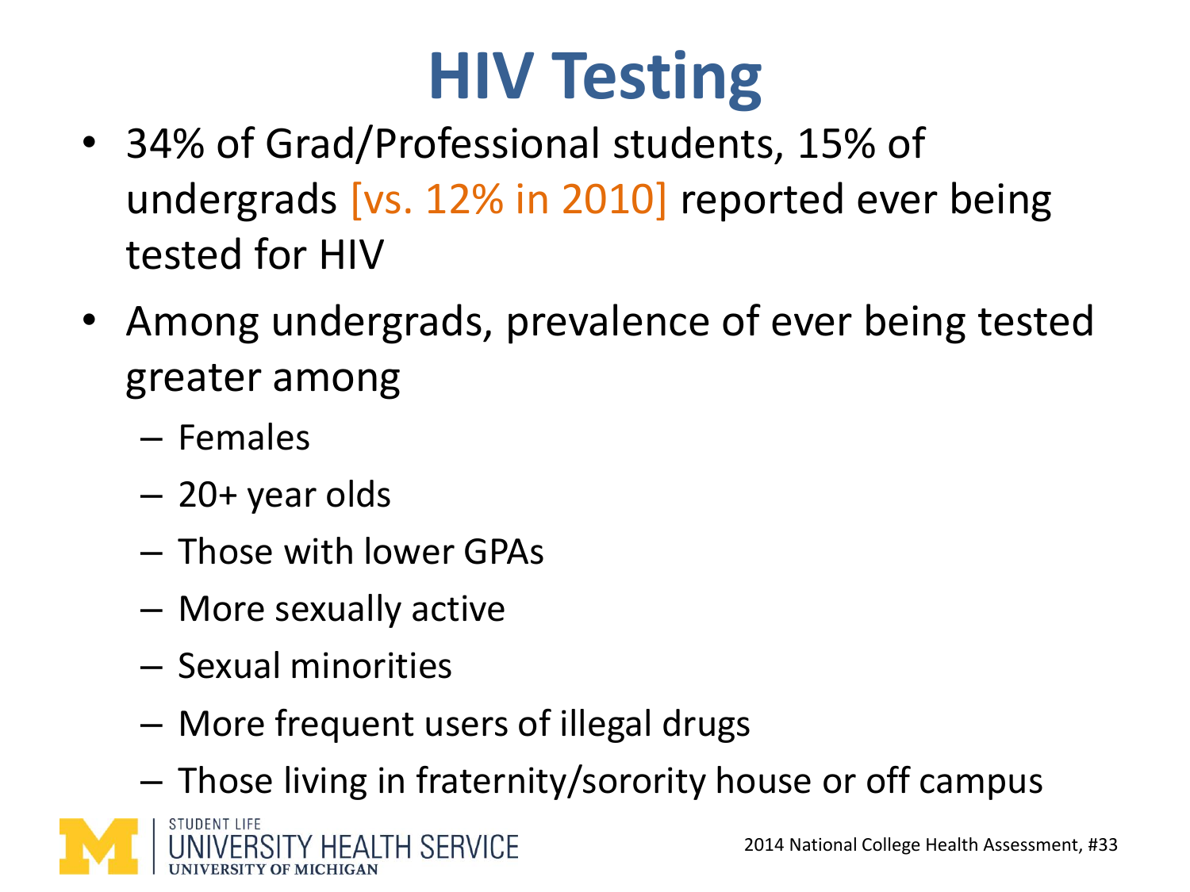# HIV Testing

- 34% of Grad/Professional students, 15% of undergrads [vs. 12% in 2010] reported ever being tested for HIV
- Among undergrads, prevalence of ever being tested greater among
  - Females
  - 20+ year olds
  - Those with lower GPAs
  - More sexually active
  - Sexual minorities
  - More frequent users of illegal drugs
  - Those living in fraternity/sorority house or off campus

2014 National College Health Assessment, #33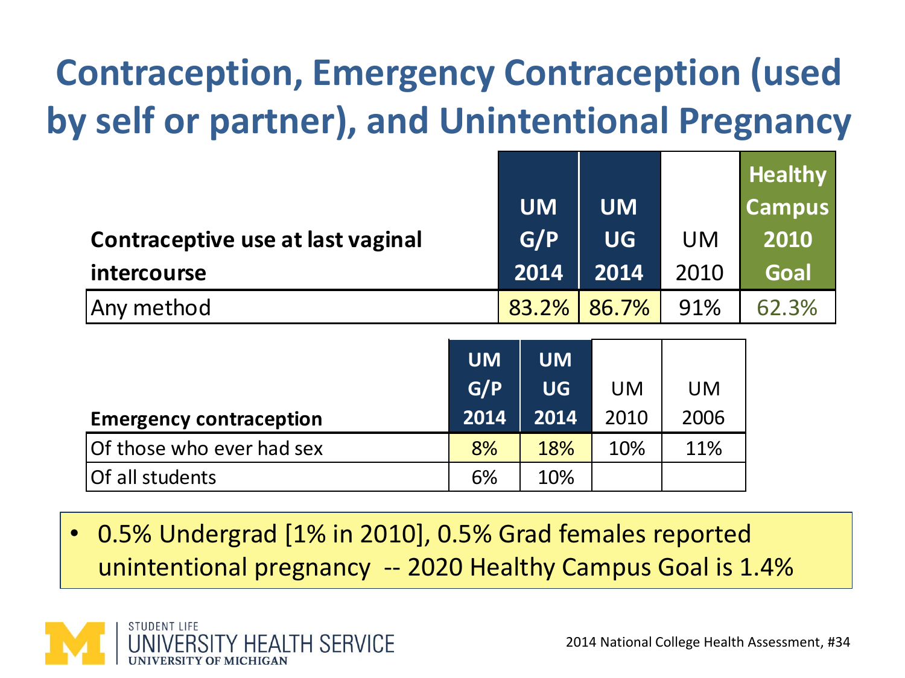# Contraception, Emergency Contraception (used by self or partner), and Unintentional Pregnancy

| Contraceptive use at last vaginal intercourse | UM G/P 2014 | UM UG 2014 | UM 2010 | Healthy Campus 2010 Goal |
|---|---|---|---|---|
| Any method | 83.2% | 86.7% | 91% | 62.3% |

| Emergency contraception | UM G/P 2014 | UM UG 2014 | UM 2010 | UM 2006 |
|---|---|---|---|---|
| Of those who ever had sex | 8% | 18% | 10% | 11% |
| Of all students | 6% | 10% | | |

- 0.5% Undergrad [1% in 2010], 0.5% Grad females reported unintentional pregnancy -- 2020 Healthy Campus Goal is 1.4%

STUDENT LIFE
UNIVERSITY HEALTH SERVICE
UNIVERSITY OF MICHIGAN

2014 National College Health Assessment, #34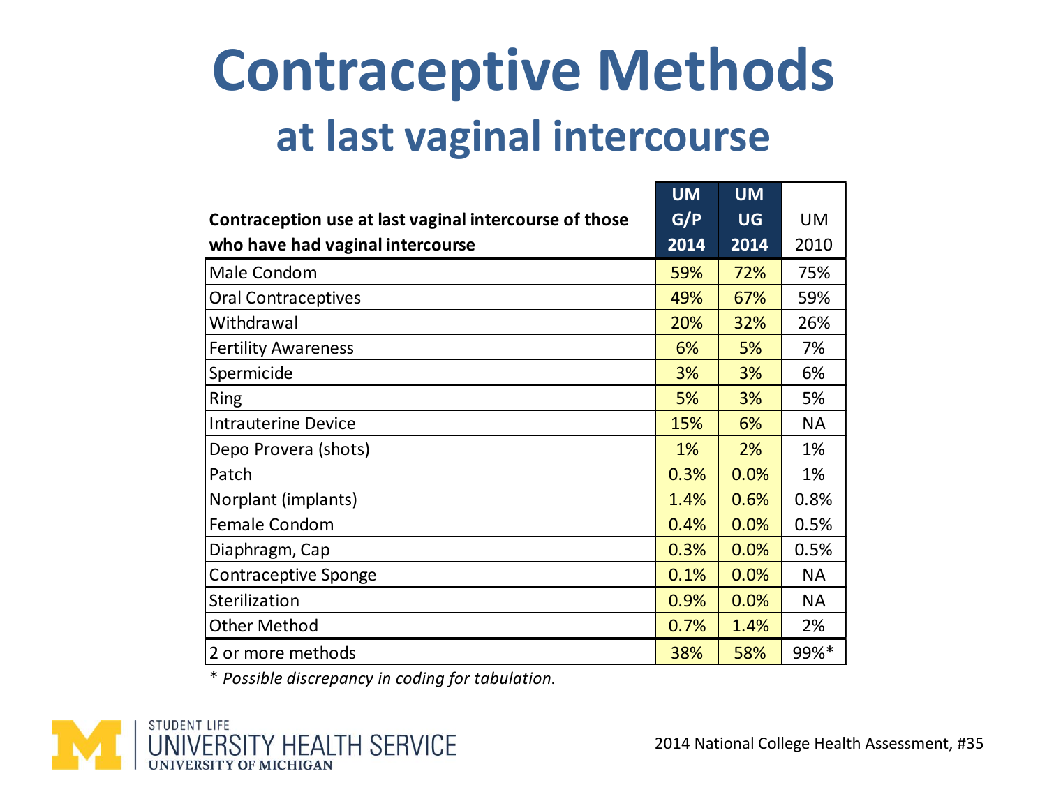# Contraceptive Methods

## at last vaginal intercourse

| Contraception use at last vaginal intercourse of those who have had vaginal intercourse | UM G/P 2014 | UM UG 2014 | UM 2010 |
|---|---|---|---|
| Male Condom | 59% | 72% | 75% |
| Oral Contraceptives | 49% | 67% | 59% |
| Withdrawal | 20% | 32% | 26% |
| Fertility Awareness | 6% | 5% | 7% |
| Spermicide | 3% | 3% | 6% |
| Ring | 5% | 3% | 5% |
| Intrauterine Device | 15% | 6% | NA |
| Depo Provera (shots) | 1% | 2% | 1% |
| Patch | 0.3% | 0.0% | 1% |
| Norplant (implants) | 1.4% | 0.6% | 0.8% |
| Female Condom | 0.4% | 0.0% | 0.5% |
| Diaphragm, Cap | 0.3% | 0.0% | 0.5% |
| Contraceptive Sponge | 0.1% | 0.0% | NA |
| Sterilization | 0.9% | 0.0% | NA |
| Other Method | 0.7% | 1.4% | 2% |
| 2 or more methods | 38% | 58% | 99%* |

* *Possible discrepancy in coding for tabulation.*

STUDENT LIFE UNIVERSITY HEALTH SERVICE UNIVERSITY OF MICHIGAN

2014 National College Health Assessment, #35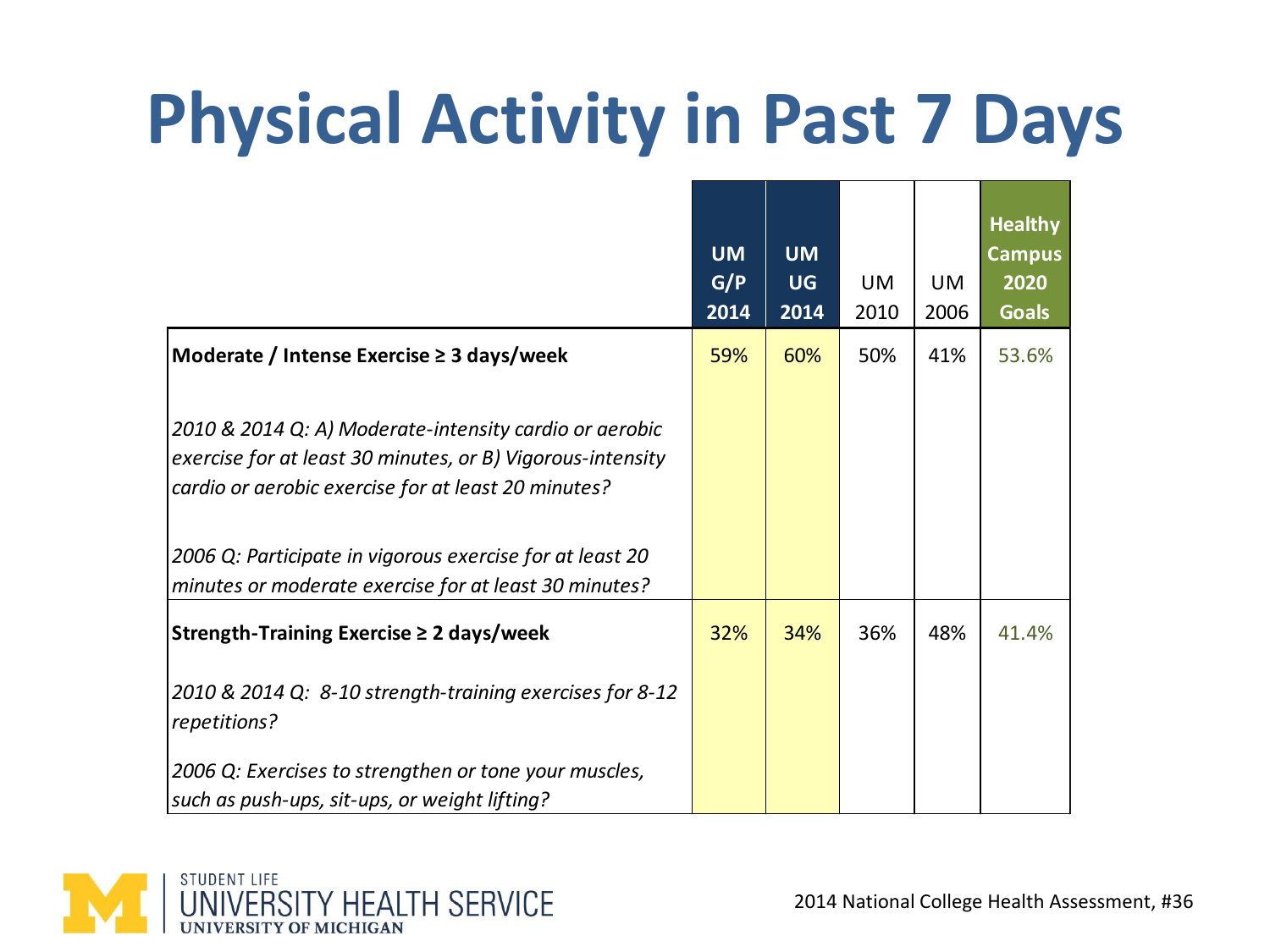# Physical Activity in Past 7 Days

| | UM G/P 2014 | UM UG 2014 | UM 2010 | UM 2006 | Healthy Campus 2020 Goals |
|---|---|---|---|---|---|
| **Moderate / Intense Exercise ≥ 3 days/week**<br><br>*2010 & 2014 Q: A) Moderate-intensity cardio or aerobic exercise for at least 30 minutes, or B) Vigorous-intensity cardio or aerobic exercise for at least 20 minutes?*<br><br>*2006 Q: Participate in vigorous exercise for at least 20 minutes or moderate exercise for at least 30 minutes?* | 59% | 60% | 50% | 41% | 53.6% |
| **Strength-Training Exercise ≥ 2 days/week**<br><br>*2010 & 2014 Q: 8-10 strength-training exercises for 8-12 repetitions?*<br><br>*2006 Q: Exercises to strengthen or tone your muscles, such as push-ups, sit-ups, or weight lifting?* | 32% | 34% | 36% | 48% | 41.4% |

STUDENT LIFE
UNIVERSITY HEALTH SERVICE
UNIVERSITY OF MICHIGAN

2014 National College Health Assessment, #36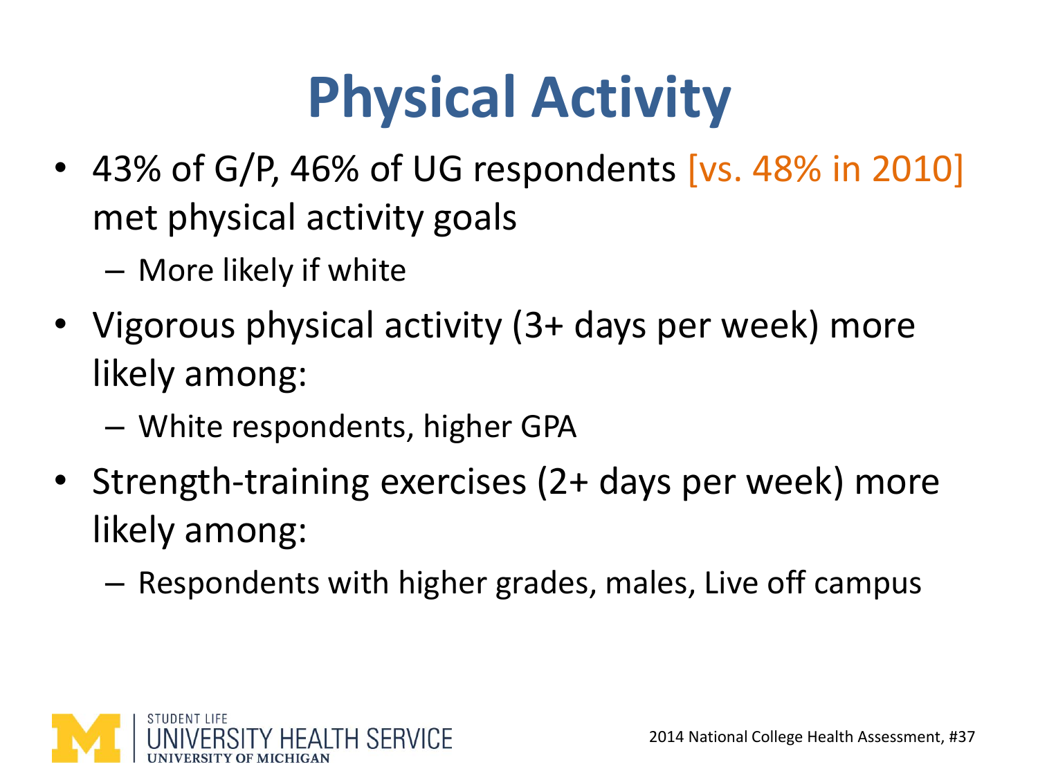# Physical Activity

- 43% of G/P, 46% of UG respondents [vs. 48% in 2010] met physical activity goals
  - More likely if white
- Vigorous physical activity (3+ days per week) more likely among:
  - White respondents, higher GPA
- Strength-training exercises (2+ days per week) more likely among:
  - Respondents with higher grades, males, Live off campus

STUDENT LIFE
UNIVERSITY HEALTH SERVICE
UNIVERSITY OF MICHIGAN

2014 National College Health Assessment, #37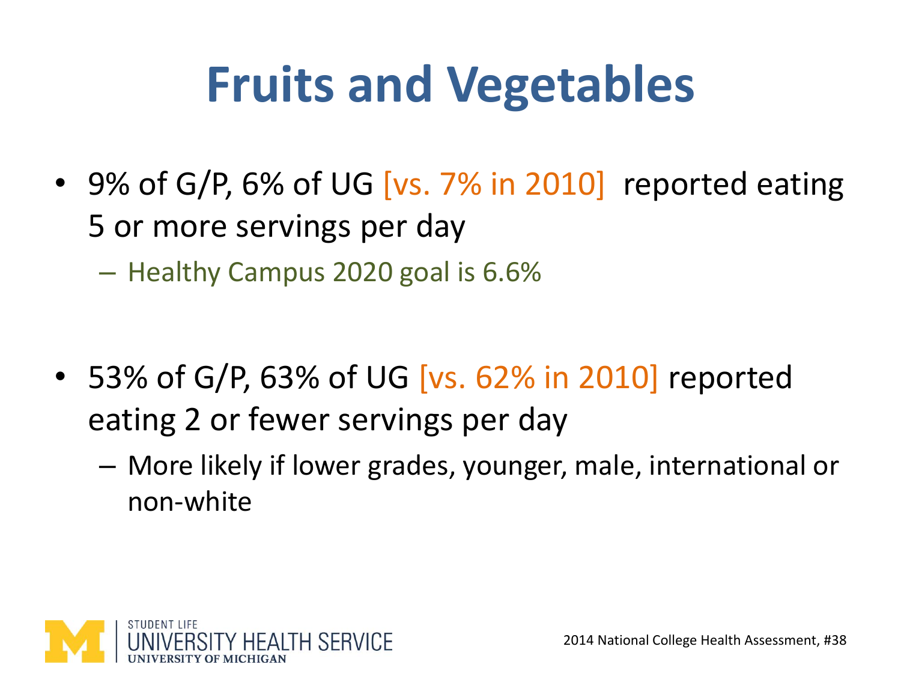# Fruits and Vegetables

- 9% of G/P, 6% of UG [vs. 7% in 2010] reported eating 5 or more servings per day
  - Healthy Campus 2020 goal is 6.6%

- 53% of G/P, 63% of UG [vs. 62% in 2010] reported eating 2 or fewer servings per day
  - More likely if lower grades, younger, male, international or non-white

STUDENT LIFE UNIVERSITY HEALTH SERVICE UNIVERSITY OF MICHIGAN

2014 National College Health Assessment, #38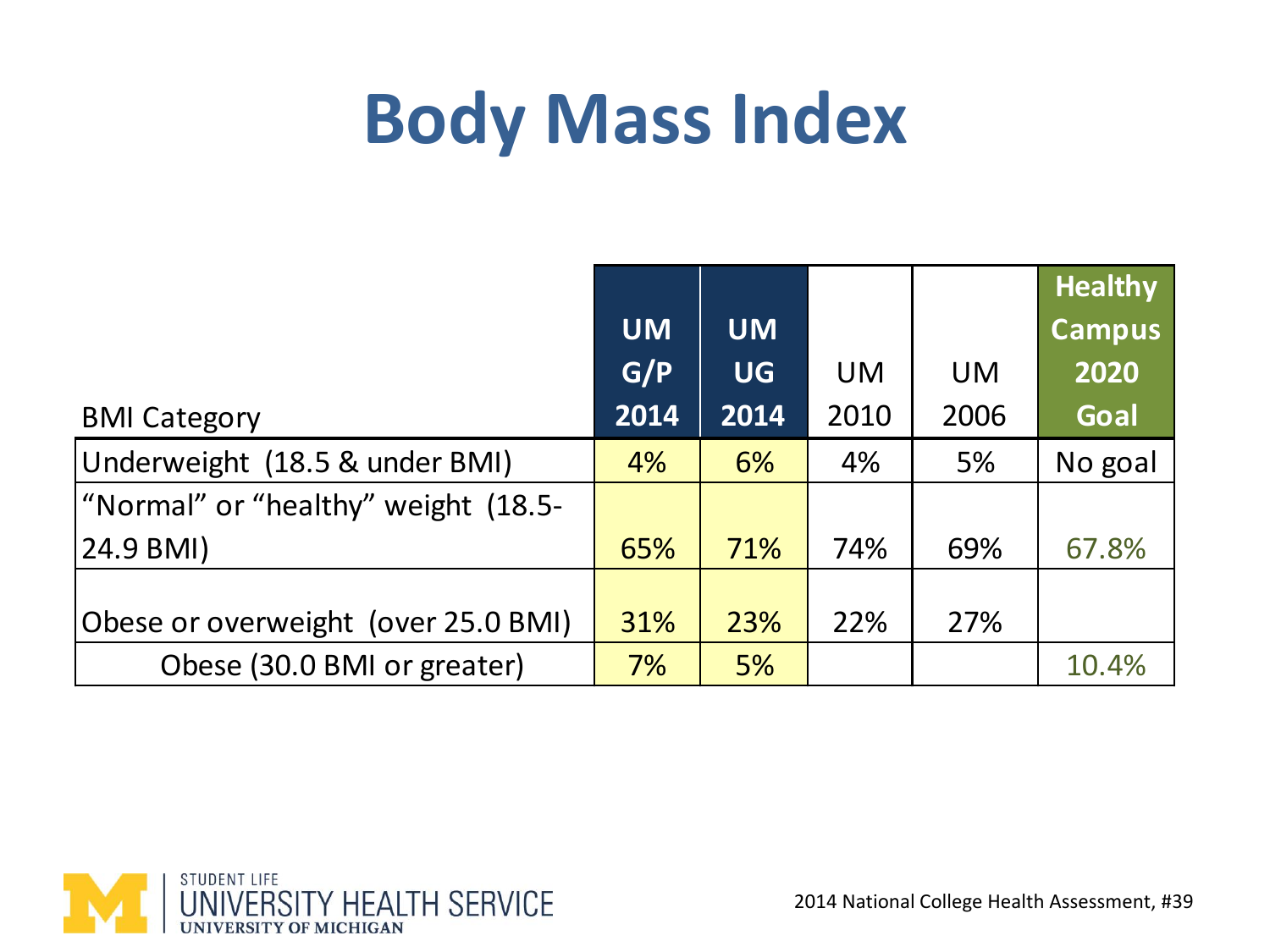# Body Mass Index

| BMI Category | UM G/P 2014 | UM UG 2014 | UM 2010 | UM 2006 | Healthy Campus 2020 Goal |
|---|---|---|---|---|---|
| Underweight (18.5 & under BMI) | 4% | 6% | 4% | 5% | No goal |
| "Normal" or "healthy" weight (18.5-24.9 BMI) | 65% | 71% | 74% | 69% | 67.8% |
| Obese or overweight (over 25.0 BMI) | 31% | 23% | 22% | 27% | |
| Obese (30.0 BMI or greater) | 7% | 5% | | | 10.4% |

STUDENT LIFE
UNIVERSITY HEALTH SERVICE
UNIVERSITY OF MICHIGAN

2014 National College Health Assessment, #39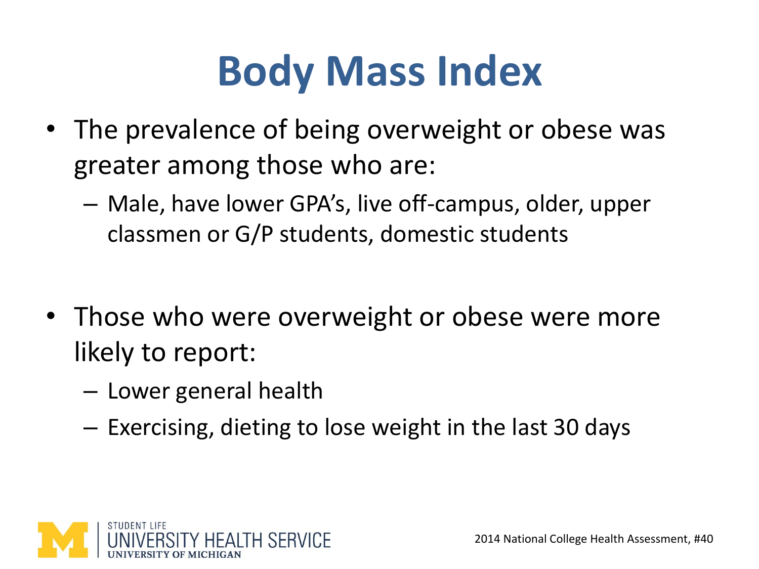# Body Mass Index

- The prevalence of being overweight or obese was greater among those who are:
  - Male, have lower GPA's, live off-campus, older, upper classmen or G/P students, domestic students

- Those who were overweight or obese were more likely to report:
  - Lower general health
  - Exercising, dieting to lose weight in the last 30 days

2014 National College Health Assessment, #40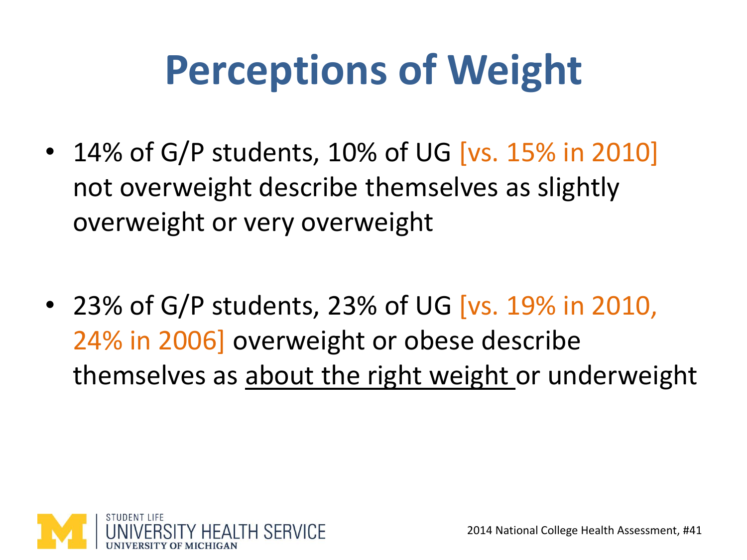# Perceptions of Weight

- 14% of G/P students, 10% of UG [vs. 15% in 2010] not overweight describe themselves as slightly overweight or very overweight

- 23% of G/P students, 23% of UG [vs. 19% in 2010, 24% in 2006] overweight or obese describe themselves as <u>about the right weight</u> or underweight

STUDENT LIFE
UNIVERSITY HEALTH SERVICE
UNIVERSITY OF MICHIGAN

2014 National College Health Assessment, #41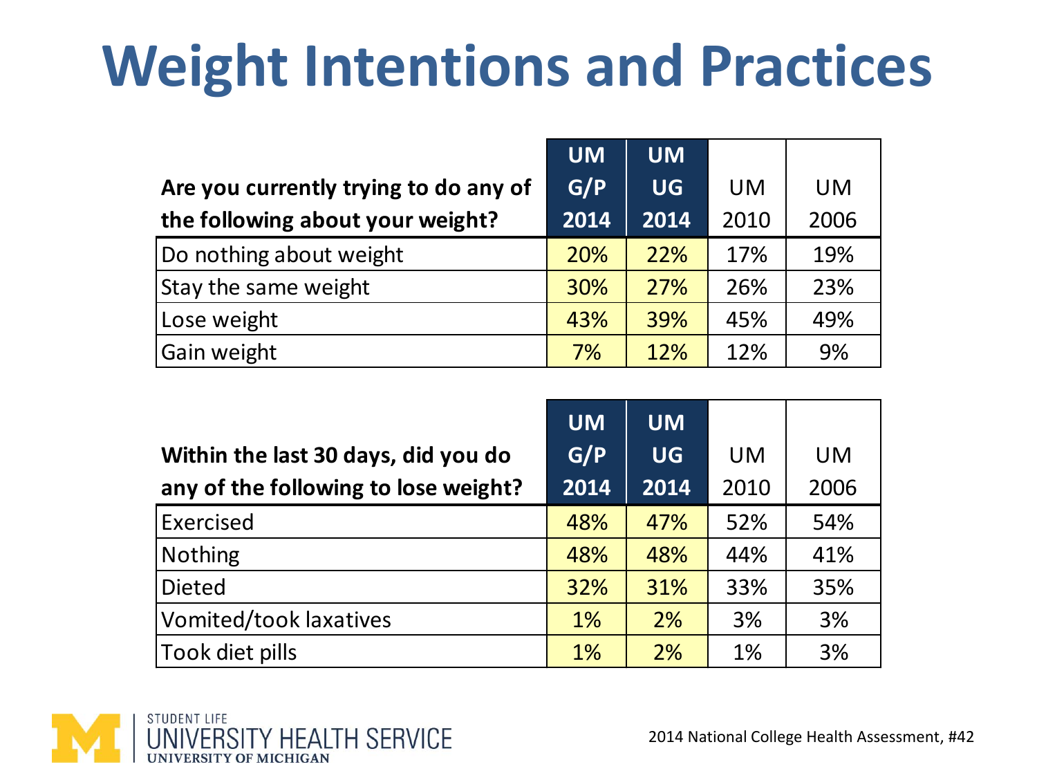# Weight Intentions and Practices

| Are you currently trying to do any of the following about your weight? | UM G/P 2014 | UM UG 2014 | UM 2010 | UM 2006 |
|---|---|---|---|---|
| Do nothing about weight | 20% | 22% | 17% | 19% |
| Stay the same weight | 30% | 27% | 26% | 23% |
| Lose weight | 43% | 39% | 45% | 49% |
| Gain weight | 7% | 12% | 12% | 9% |

| Within the last 30 days, did you do any of the following to lose weight? | UM G/P 2014 | UM UG 2014 | UM 2010 | UM 2006 |
|---|---|---|---|---|
| Exercised | 48% | 47% | 52% | 54% |
| Nothing | 48% | 48% | 44% | 41% |
| Dieted | 32% | 31% | 33% | 35% |
| Vomited/took laxatives | 1% | 2% | 3% | 3% |
| Took diet pills | 1% | 2% | 1% | 3% |

STUDENT LIFE
UNIVERSITY HEALTH SERVICE
UNIVERSITY OF MICHIGAN

2014 National College Health Assessment, #42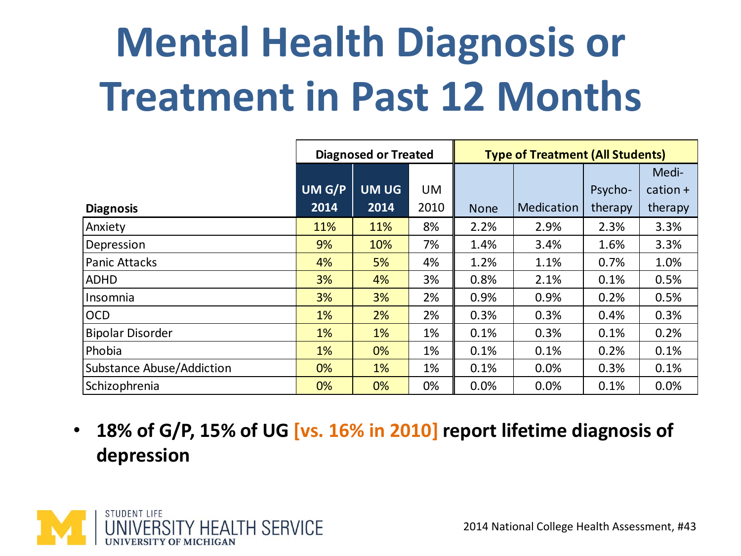# Mental Health Diagnosis or Treatment in Past 12 Months

| Diagnosis | Diagnosed or Treated | | | Type of Treatment (All Students) | | | |
|---|---|---|---|---|---|---|---|
| | UM G/P 2014 | UM UG 2014 | UM 2010 | None | Medication | Psycho-therapy | Medi-cation + therapy |
| Anxiety | 11% | 11% | 8% | 2.2% | 2.9% | 2.3% | 3.3% |
| Depression | 9% | 10% | 7% | 1.4% | 3.4% | 1.6% | 3.3% |
| Panic Attacks | 4% | 5% | 4% | 1.2% | 1.1% | 0.7% | 1.0% |
| ADHD | 3% | 4% | 3% | 0.8% | 2.1% | 0.1% | 0.5% |
| Insomnia | 3% | 3% | 2% | 0.9% | 0.9% | 0.2% | 0.5% |
| OCD | 1% | 2% | 2% | 0.3% | 0.3% | 0.4% | 0.3% |
| Bipolar Disorder | 1% | 1% | 1% | 0.1% | 0.3% | 0.1% | 0.2% |
| Phobia | 1% | 0% | 1% | 0.1% | 0.1% | 0.2% | 0.1% |
| Substance Abuse/Addiction | 0% | 1% | 1% | 0.1% | 0.0% | 0.3% | 0.1% |
| Schizophrenia | 0% | 0% | 0% | 0.0% | 0.0% | 0.1% | 0.0% |

- **18% of G/P, 15% of UG [vs. 16% in 2010] report lifetime diagnosis of depression**

STUDENT LIFE
UNIVERSITY HEALTH SERVICE
UNIVERSITY OF MICHIGAN

2014 National College Health Assessment, #43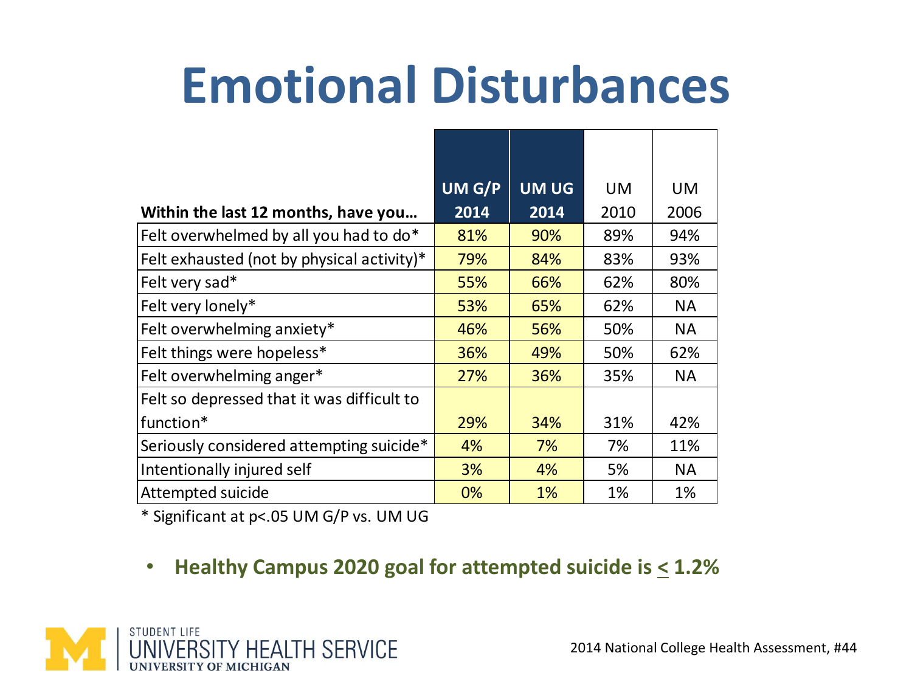# Emotional Disturbances

| Within the last 12 months, have you… | UM G/P 2014 | UM UG 2014 | UM 2010 | UM 2006 |
|---|---|---|---|---|
| Felt overwhelmed by all you had to do* | 81% | 90% | 89% | 94% |
| Felt exhausted (not by physical activity)* | 79% | 84% | 83% | 93% |
| Felt very sad* | 55% | 66% | 62% | 80% |
| Felt very lonely* | 53% | 65% | 62% | NA |
| Felt overwhelming anxiety* | 46% | 56% | 50% | NA |
| Felt things were hopeless* | 36% | 49% | 50% | 62% |
| Felt overwhelming anger* | 27% | 36% | 35% | NA |
| Felt so depressed that it was difficult to function* | 29% | 34% | 31% | 42% |
| Seriously considered attempting suicide* | 4% | 7% | 7% | 11% |
| Intentionally injured self | 3% | 4% | 5% | NA |
| Attempted suicide | 0% | 1% | 1% | 1% |

* Significant at $p<.05$ UM G/P vs. UM UG

- **Healthy Campus 2020 goal for attempted suicide is $\leq$ 1.2%**

STUDENT LIFE UNIVERSITY HEALTH SERVICE UNIVERSITY OF MICHIGAN

2014 National College Health Assessment, #44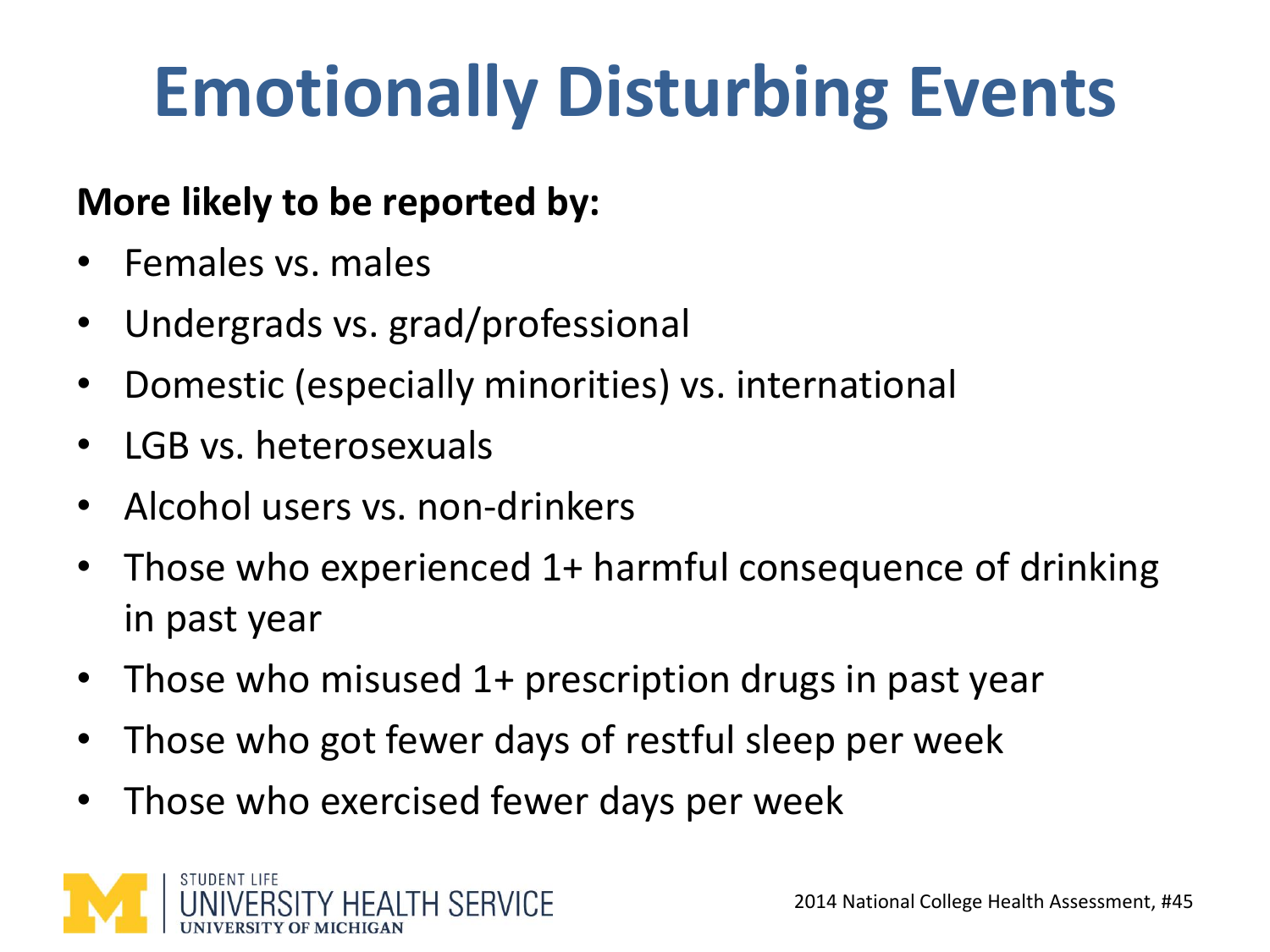# Emotionally Disturbing Events

**More likely to be reported by:**

- Females vs. males
- Undergrads vs. grad/professional
- Domestic (especially minorities) vs. international
- LGB vs. heterosexuals
- Alcohol users vs. non-drinkers
- Those who experienced 1+ harmful consequence of drinking in past year
- Those who misused 1+ prescription drugs in past year
- Those who got fewer days of restful sleep per week
- Those who exercised fewer days per week

2014 National College Health Assessment, #45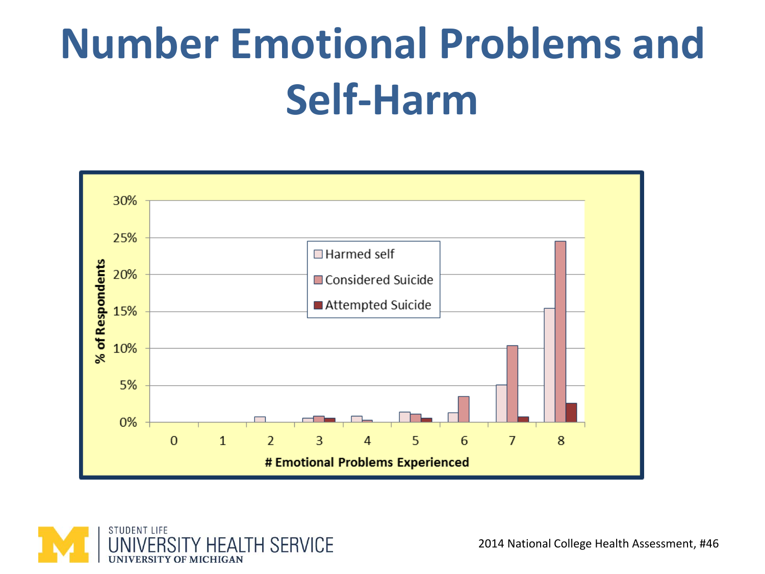# Number Emotional Problems and Self-Harm

% of Respondents

30%
25%
20%
15%
10%
5%
0%

- Harmed self
- Considered Suicide
- Attempted Suicide

0 1 2 3 4 5 6 7 8

# Emotional Problems Experienced

STUDENT LIFE
UNIVERSITY HEALTH SERVICE
UNIVERSITY OF MICHIGAN

2014 National College Health Assessment, #46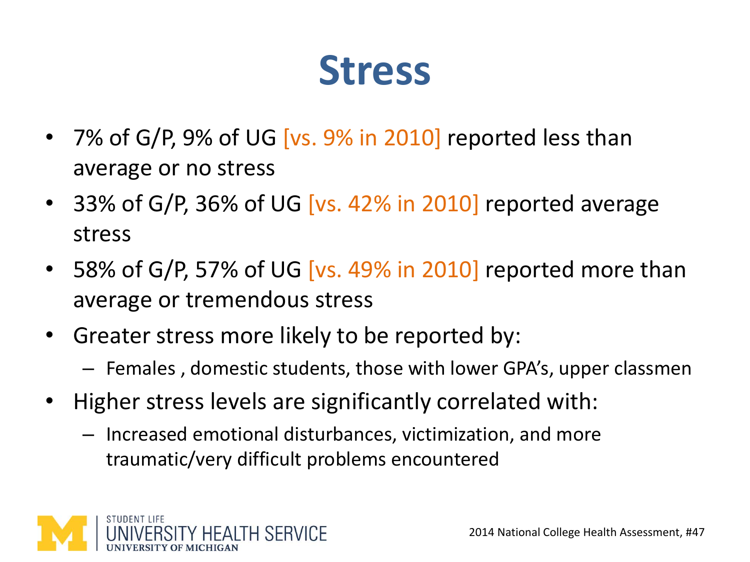# Stress

- 7% of G/P, 9% of UG [vs. 9% in 2010] reported less than average or no stress
- 33% of G/P, 36% of UG [vs. 42% in 2010] reported average stress
- 58% of G/P, 57% of UG [vs. 49% in 2010] reported more than average or tremendous stress
- Greater stress more likely to be reported by:
  - Females , domestic students, those with lower GPA's, upper classmen
- Higher stress levels are significantly correlated with:
  - Increased emotional disturbances, victimization, and more traumatic/very difficult problems encountered

STUDENT LIFE
UNIVERSITY HEALTH SERVICE
UNIVERSITY OF MICHIGAN

2014 National College Health Assessment, #47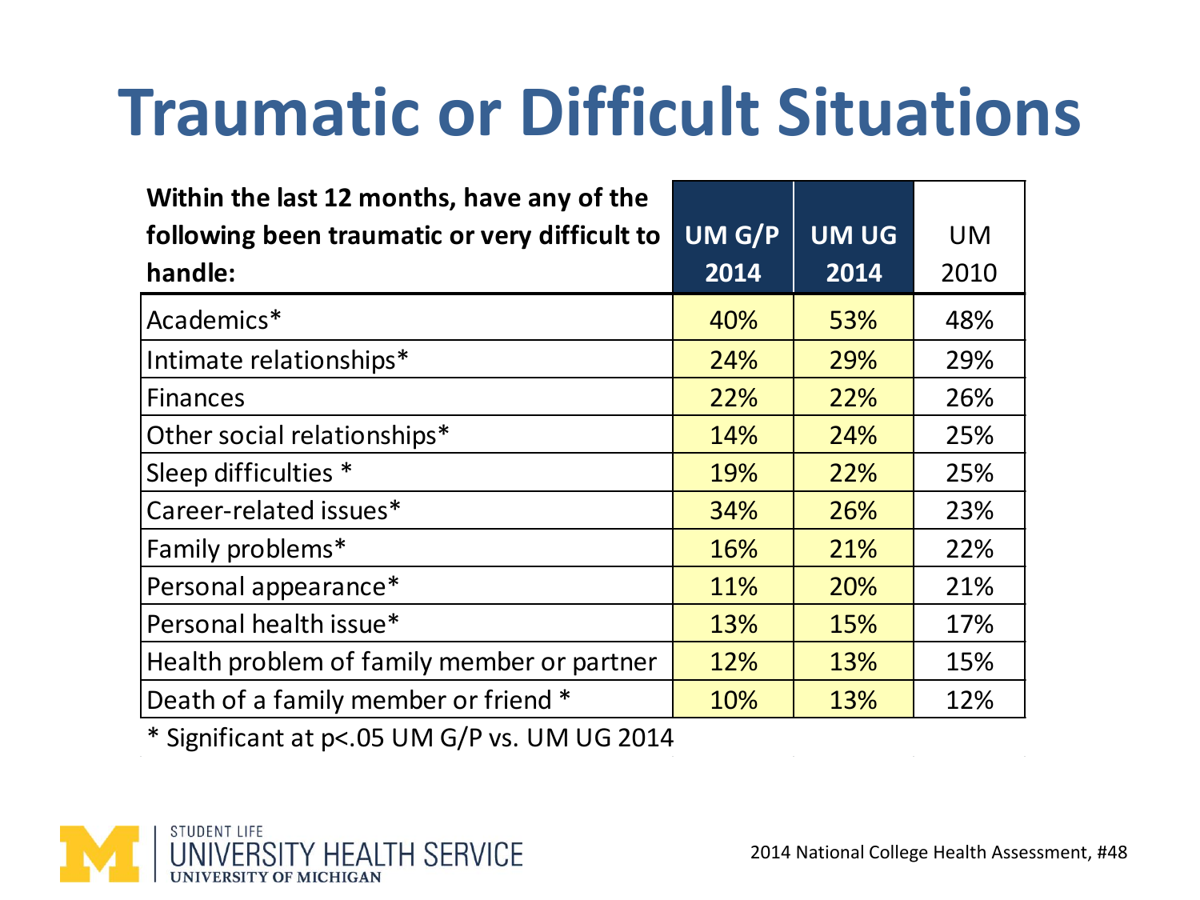# Traumatic or Difficult Situations

| Within the last 12 months, have any of the following been traumatic or very difficult to handle: | UM G/P 2014 | UM UG 2014 | UM 2010 |
|---|---|---|---|
| Academics* | 40% | 53% | 48% |
| Intimate relationships* | 24% | 29% | 29% |
| Finances | 22% | 22% | 26% |
| Other social relationships* | 14% | 24% | 25% |
| Sleep difficulties * | 19% | 22% | 25% |
| Career-related issues* | 34% | 26% | 23% |
| Family problems* | 16% | 21% | 22% |
| Personal appearance* | 11% | 20% | 21% |
| Personal health issue* | 13% | 15% | 17% |
| Health problem of family member or partner | 12% | 13% | 15% |
| Death of a family member or friend * | 10% | 13% | 12% |

* Significant at $p<.05$ UM G/P vs. UM UG 2014

STUDENT LIFE
UNIVERSITY HEALTH SERVICE
UNIVERSITY OF MICHIGAN

2014 National College Health Assessment, #48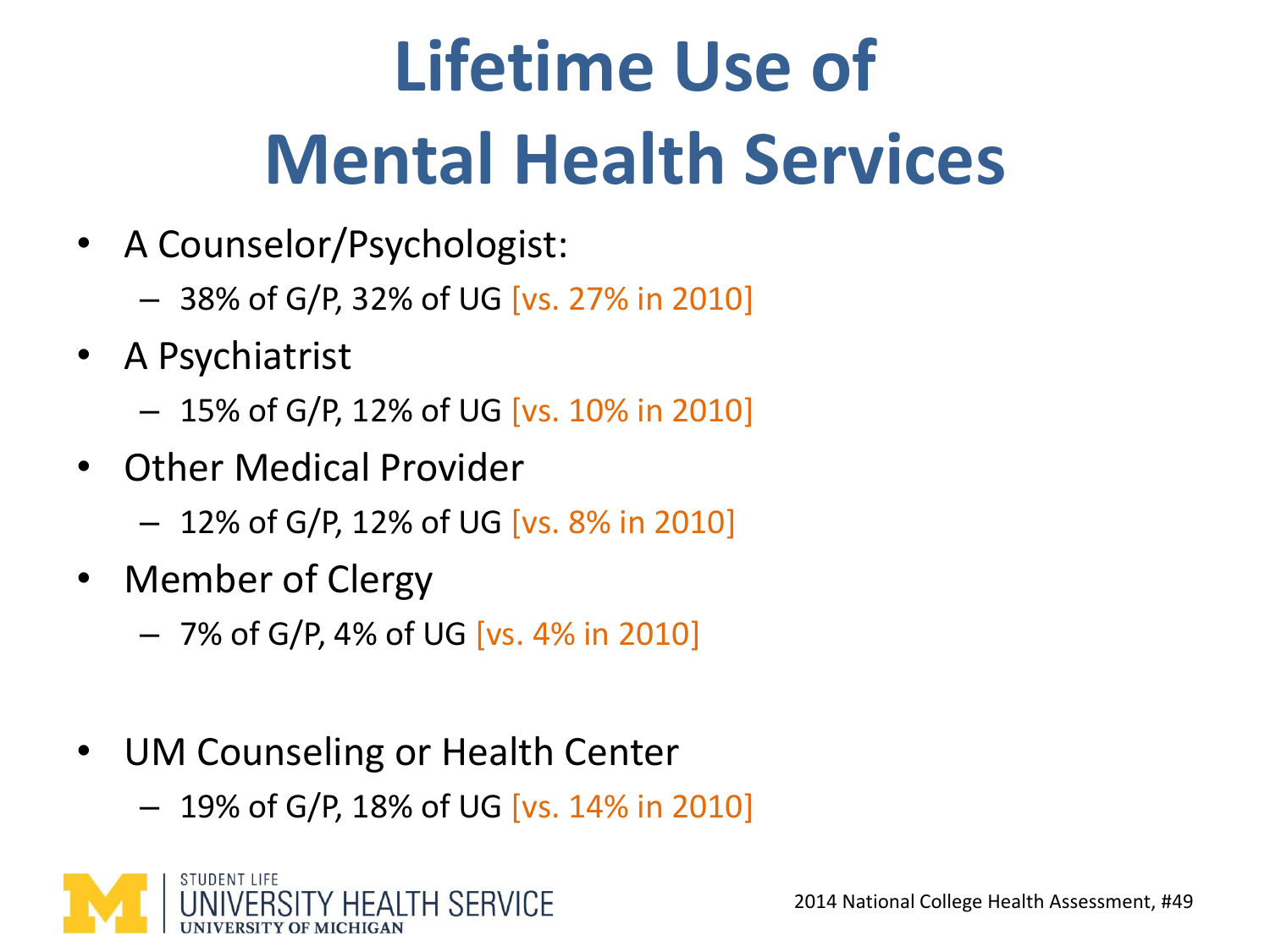# Lifetime Use of Mental Health Services

- A Counselor/Psychologist:
  - 38% of G/P, 32% of UG [vs. 27% in 2010]
- A Psychiatrist
  - 15% of G/P, 12% of UG [vs. 10% in 2010]
- Other Medical Provider
  - 12% of G/P, 12% of UG [vs. 8% in 2010]
- Member of Clergy
  - 7% of G/P, 4% of UG [vs. 4% in 2010]

- UM Counseling or Health Center
  - 19% of G/P, 18% of UG [vs. 14% in 2010]

2014 National College Health Assessment, #49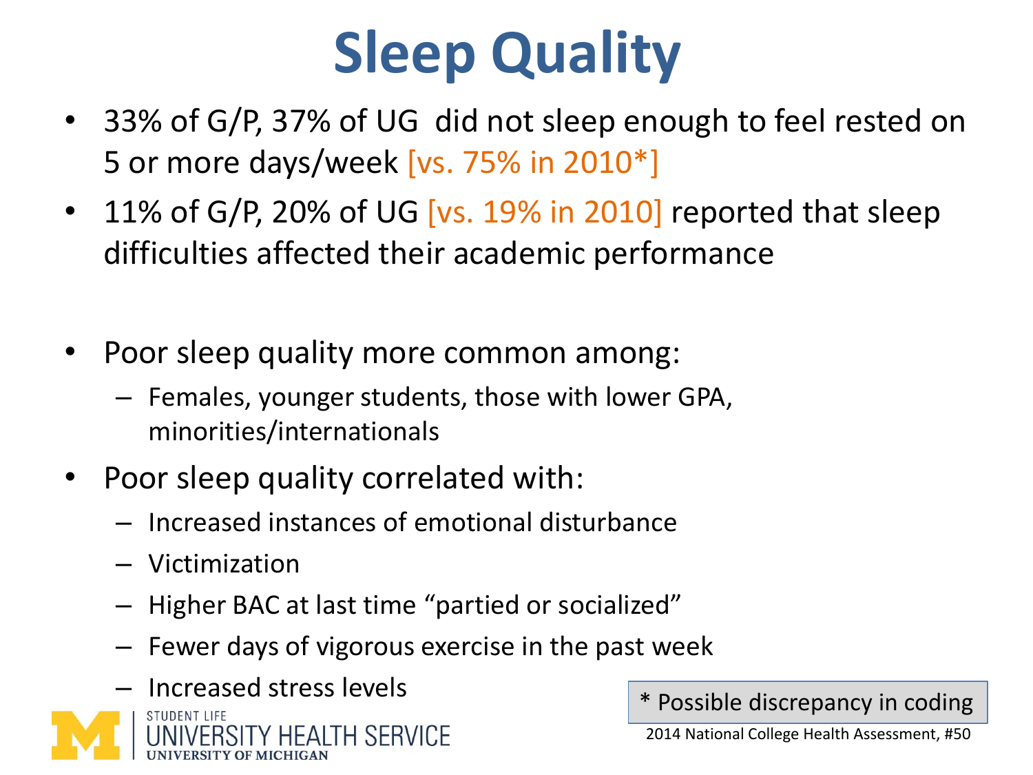# Sleep Quality

- 33% of G/P, 37% of UG did not sleep enough to feel rested on 5 or more days/week [vs. 75% in 2010*]
- 11% of G/P, 20% of UG [vs. 19% in 2010] reported that sleep difficulties affected their academic performance

- Poor sleep quality more common among:
  - Females, younger students, those with lower GPA, minorities/internationals
- Poor sleep quality correlated with:
  - Increased instances of emotional disturbance
  - Victimization
  - Higher BAC at last time "partied or socialized"
  - Fewer days of vigorous exercise in the past week
  - Increased stress levels

* Possible discrepancy in coding

2014 National College Health Assessment, #50

STUDENT LIFE
UNIVERSITY HEALTH SERVICE
UNIVERSITY OF MICHIGAN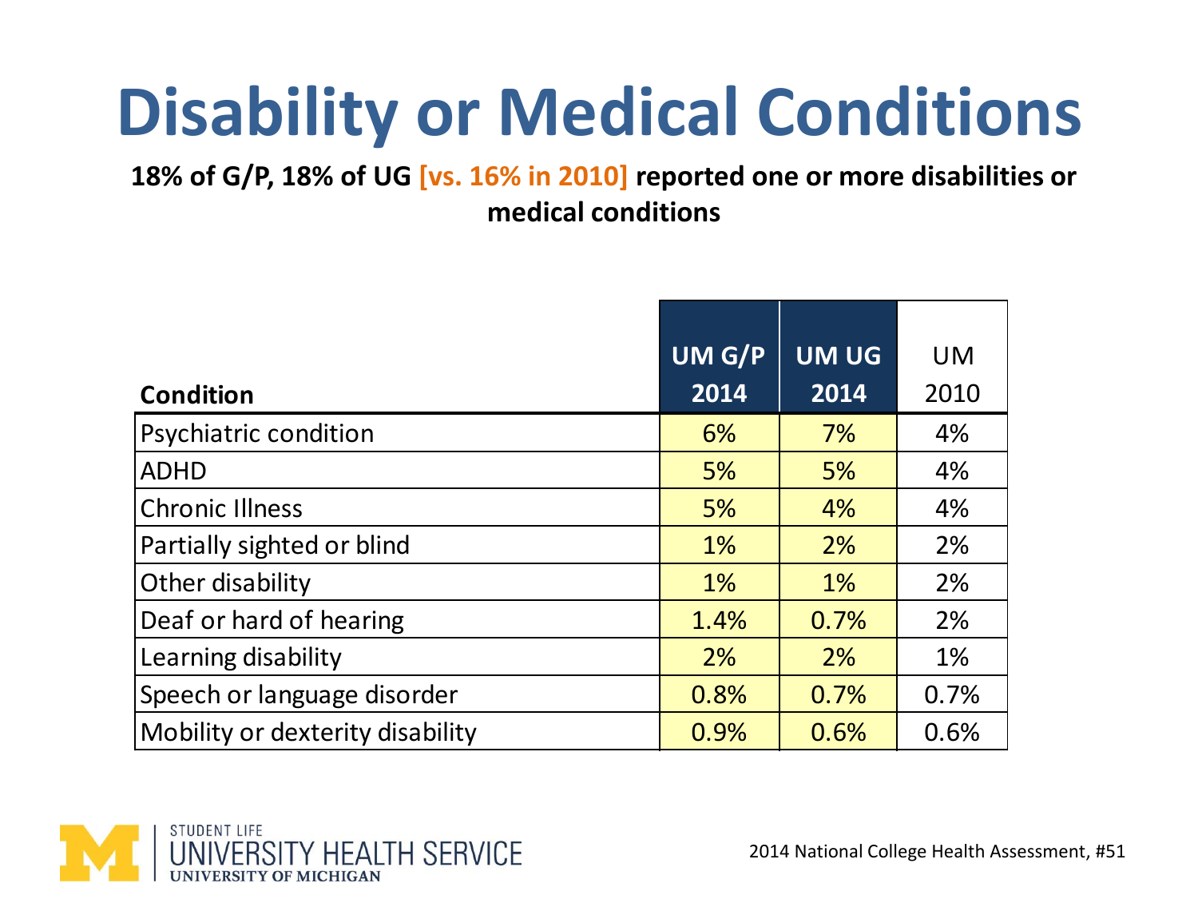# Disability or Medical Conditions

**18% of G/P, 18% of UG [vs. 16% in 2010] reported one or more disabilities or medical conditions**

| Condition | UM G/P 2014 | UM UG 2014 | UM 2010 |
|---|---|---|---|
| Psychiatric condition | 6% | 7% | 4% |
| ADHD | 5% | 5% | 4% |
| Chronic Illness | 5% | 4% | 4% |
| Partially sighted or blind | 1% | 2% | 2% |
| Other disability | 1% | 1% | 2% |
| Deaf or hard of hearing | 1.4% | 0.7% | 2% |
| Learning disability | 2% | 2% | 1% |
| Speech or language disorder | 0.8% | 0.7% | 0.7% |
| Mobility or dexterity disability | 0.9% | 0.6% | 0.6% |

STUDENT LIFE UNIVERSITY HEALTH SERVICE UNIVERSITY OF MICHIGAN

2014 National College Health Assessment, #51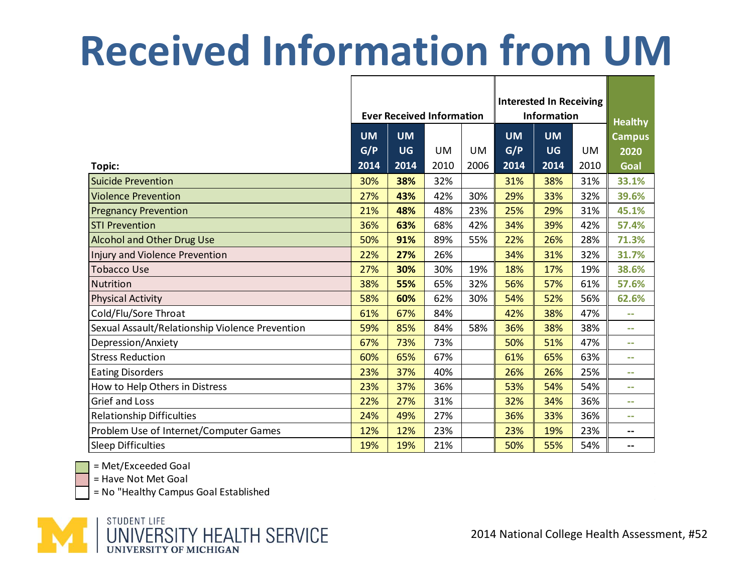# Received Information from UM

| Topic: | Ever Received Information | | | | Interested In Receiving Information | | | Healthy Campus 2020 Goal |
|---|---|---|---|---|---|---|---|---|
| | UM G/P 2014 | UM UG 2014 | UM 2010 | UM 2006 | UM G/P 2014 | UM UG 2014 | UM 2010 | |
| Suicide Prevention | 30% | **38%** | 32% | | 31% | 38% | 31% | 33.1% |
| Violence Prevention | 27% | **43%** | 42% | 30% | 29% | 33% | 32% | 39.6% |
| Pregnancy Prevention | 21% | **48%** | 48% | 23% | 25% | 29% | 31% | 45.1% |
| STI Prevention | 36% | **63%** | 68% | 42% | 34% | 39% | 42% | 57.4% |
| Alcohol and Other Drug Use | 50% | **91%** | 89% | 55% | 22% | 26% | 28% | 71.3% |
| Injury and Violence Prevention | 22% | **27%** | 26% | | 34% | 31% | 32% | 31.7% |
| Tobacco Use | 27% | **30%** | 30% | 19% | 18% | 17% | 19% | 38.6% |
| Nutrition | 38% | **55%** | 65% | 32% | 56% | 57% | 61% | 57.6% |
| Physical Activity | 58% | **60%** | 62% | 30% | 54% | 52% | 56% | 62.6% |
| Cold/Flu/Sore Throat | 61% | 67% | 84% | | 42% | 38% | 47% | -- |
| Sexual Assault/Relationship Violence Prevention | 59% | 85% | 84% | 58% | 36% | 38% | 38% | -- |
| Depression/Anxiety | 67% | 73% | 73% | | 50% | 51% | 47% | -- |
| Stress Reduction | 60% | 65% | 67% | | 61% | 65% | 63% | -- |
| Eating Disorders | 23% | 37% | 40% | | 26% | 26% | 25% | -- |
| How to Help Others in Distress | 23% | 37% | 36% | | 53% | 54% | 54% | -- |
| Grief and Loss | 22% | 27% | 31% | | 32% | 34% | 36% | -- |
| Relationship Difficulties | 24% | 49% | 27% | | 36% | 33% | 36% | -- |
| Problem Use of Internet/Computer Games | 12% | 12% | 23% | | 23% | 19% | 23% | -- |
| Sleep Difficulties | 19% | 19% | 21% | | 50% | 55% | 54% | -- |

= Met/Exceeded Goal
= Have Not Met Goal
= No "Healthy Campus Goal Established

STUDENT LIFE
UNIVERSITY HEALTH SERVICE
UNIVERSITY OF MICHIGAN

2014 National College Health Assessment, #52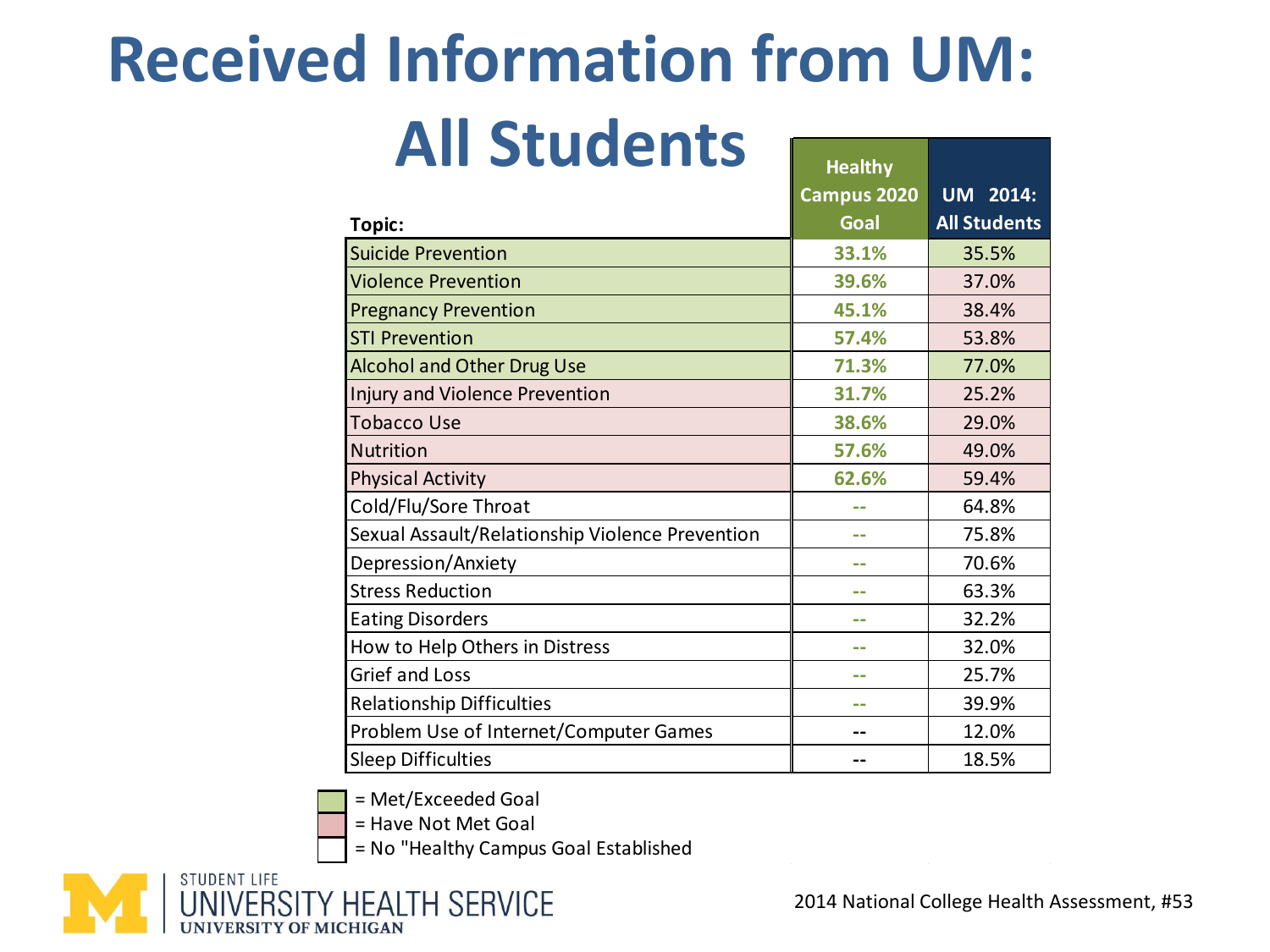# Received Information from UM: All Students

| Topic: | Healthy Campus 2020 Goal | UM 2014: All Students |
|---|---|---|
| Suicide Prevention | 33.1% | 35.5% |
| Violence Prevention | 39.6% | 37.0% |
| Pregnancy Prevention | 45.1% | 38.4% |
| STI Prevention | 57.4% | 53.8% |
| Alcohol and Other Drug Use | 71.3% | 77.0% |
| Injury and Violence Prevention | 31.7% | 25.2% |
| Tobacco Use | 38.6% | 29.0% |
| Nutrition | 57.6% | 49.0% |
| Physical Activity | 62.6% | 59.4% |
| Cold/Flu/Sore Throat | -- | 64.8% |
| Sexual Assault/Relationship Violence Prevention | -- | 75.8% |
| Depression/Anxiety | -- | 70.6% |
| Stress Reduction | -- | 63.3% |
| Eating Disorders | -- | 32.2% |
| How to Help Others in Distress | -- | 32.0% |
| Grief and Loss | -- | 25.7% |
| Relationship Difficulties | -- | 39.9% |
| Problem Use of Internet/Computer Games | -- | 12.0% |
| Sleep Difficulties | -- | 18.5% |

= Met/Exceeded Goal

= Have Not Met Goal

= No "Healthy Campus Goal Established

STUDENT LIFE
UNIVERSITY HEALTH SERVICE
UNIVERSITY OF MICHIGAN

2014 National College Health Assessment, #53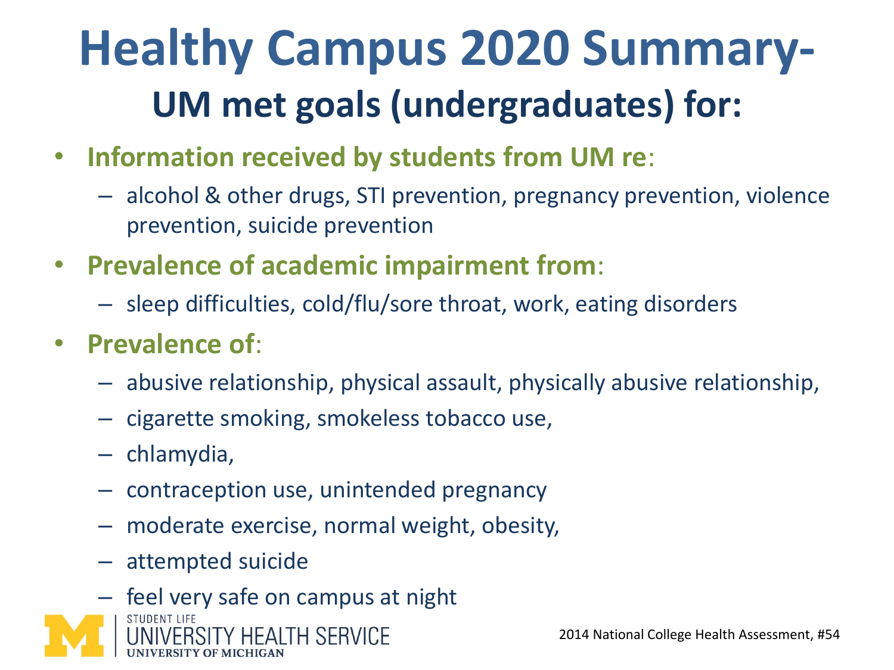# Healthy Campus 2020 Summary-

## UM met goals (undergraduates) for:

- **Information received by students from UM re**:
  - alcohol & other drugs, STI prevention, pregnancy prevention, violence prevention, suicide prevention
- **Prevalence of academic impairment from**:
  - sleep difficulties, cold/flu/sore throat, work, eating disorders
- **Prevalence of**:
  - abusive relationship, physical assault, physically abusive relationship,
  - cigarette smoking, smokeless tobacco use,
  - chlamydia,
  - contraception use, unintended pregnancy
  - moderate exercise, normal weight, obesity,
  - attempted suicide
  - feel very safe on campus at night

STUDENT LIFE
UNIVERSITY HEALTH SERVICE
UNIVERSITY OF MICHIGAN

2014 National College Health Assessment, #54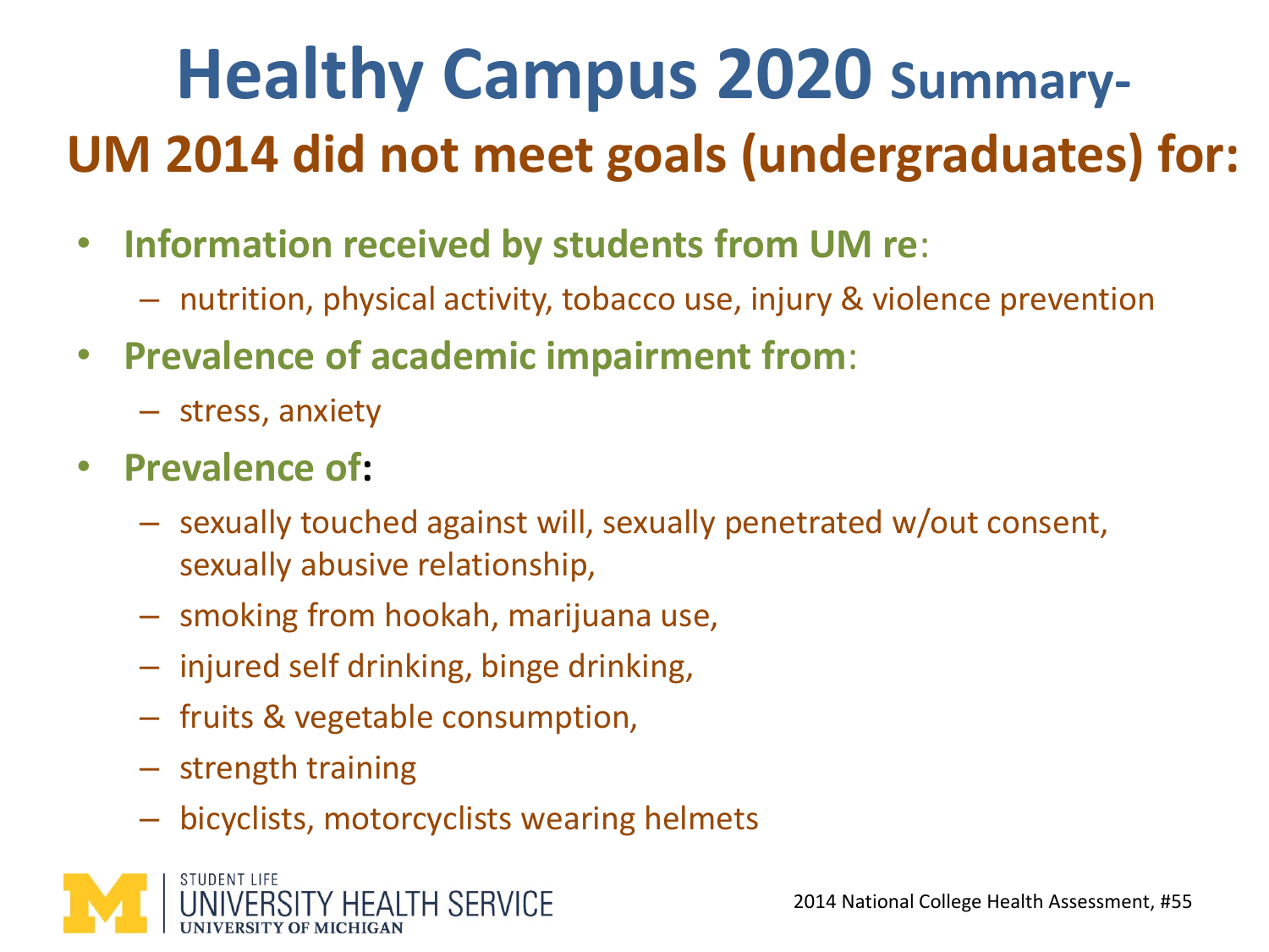# Healthy Campus 2020 Summary-

## UM 2014 did not meet goals (undergraduates) for:

- **Information received by students from UM re**:
  - nutrition, physical activity, tobacco use, injury & violence prevention
- **Prevalence of academic impairment from**:
  - stress, anxiety
- **Prevalence of:**
  - sexually touched against will, sexually penetrated w/out consent, sexually abusive relationship,
  - smoking from hookah, marijuana use,
  - injured self drinking, binge drinking,
  - fruits & vegetable consumption,
  - strength training
  - bicyclists, motorcyclists wearing helmets

STUDENT LIFE
UNIVERSITY HEALTH SERVICE
UNIVERSITY OF MICHIGAN

2014 National College Health Assessment, #55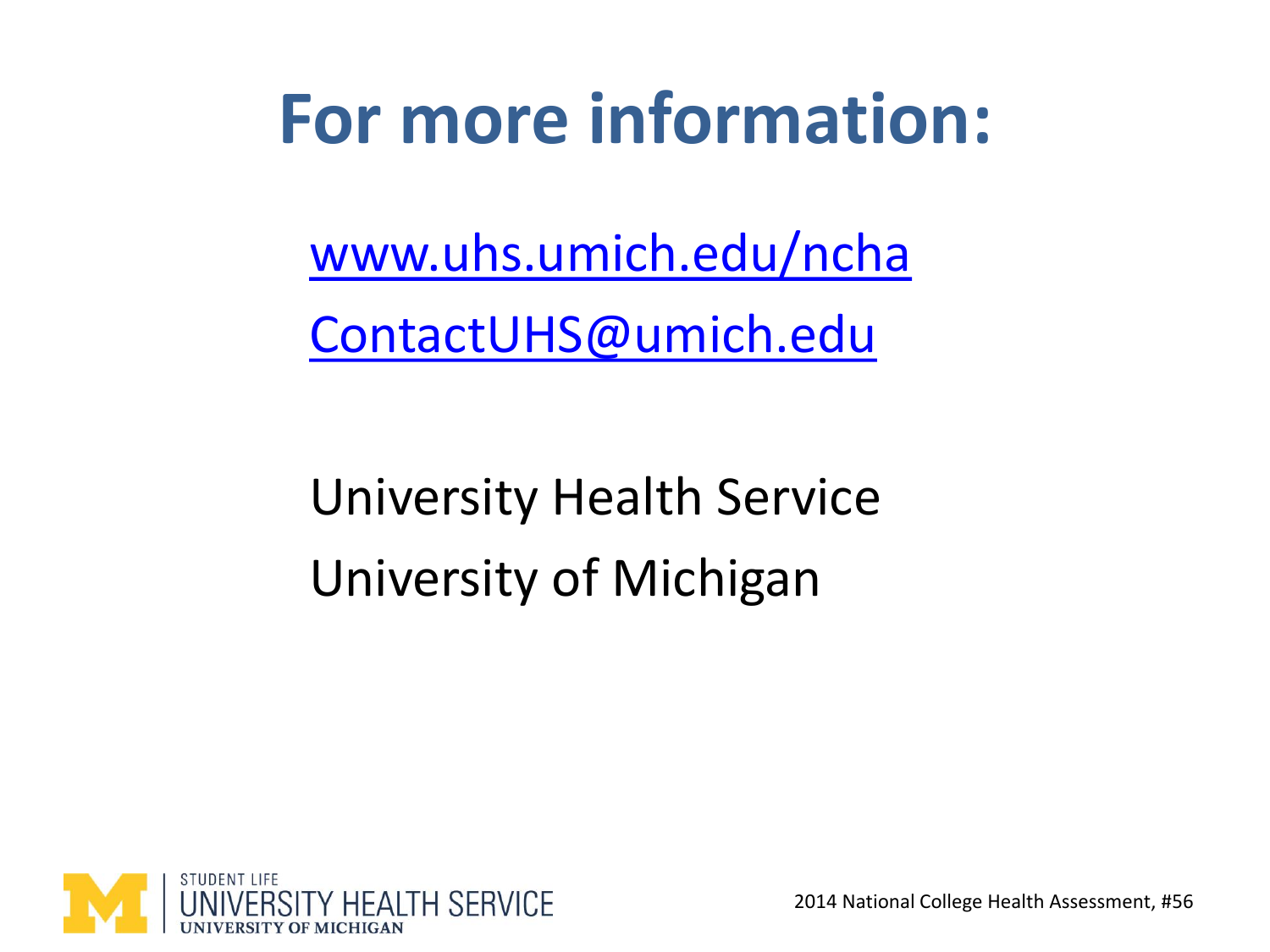# For more information:

www.uhs.umich.edu/ncha

ContactUHS@umich.edu

University Health Service

University of Michigan